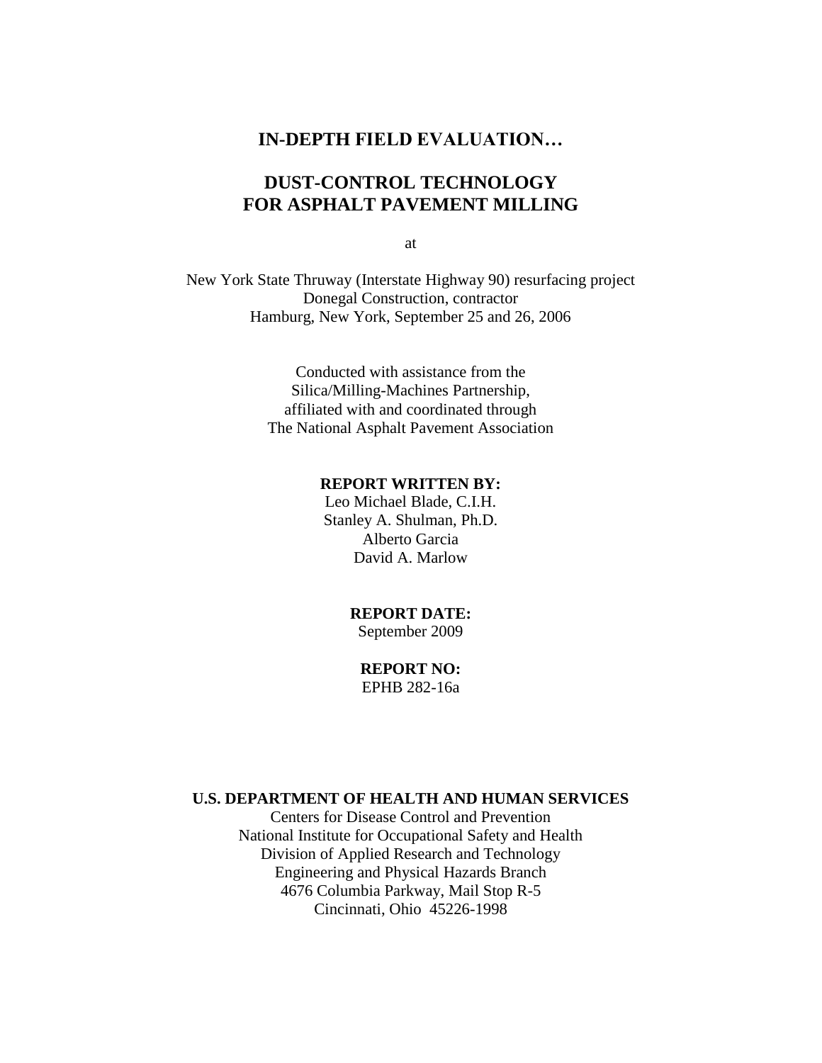# IN-DEPTH FIELD EVALUATION…

# DUST-CONTROL TECHNOLOGY FOR ASPHALT PAVEMENT MILLING

at

New York State Thruway (Interstate Highway 90) resurfacing project
Donegal Construction, contractor
Hamburg, New York, September 25 and 26, 2006

Conducted with assistance from the
Silica/Milling-Machines Partnership,
affiliated with and coordinated through
The National Asphalt Pavement Association

**REPORT WRITTEN BY:**
Leo Michael Blade, C.I.H.
Stanley A. Shulman, Ph.D.
Alberto Garcia
David A. Marlow

**REPORT DATE:**
September 2009

**REPORT NO:**
EPHB 282-16a

**U.S. DEPARTMENT OF HEALTH AND HUMAN SERVICES**
Centers for Disease Control and Prevention
National Institute for Occupational Safety and Health
Division of Applied Research and Technology
Engineering and Physical Hazards Branch
4676 Columbia Parkway, Mail Stop R-5
Cincinnati, Ohio 45226-1998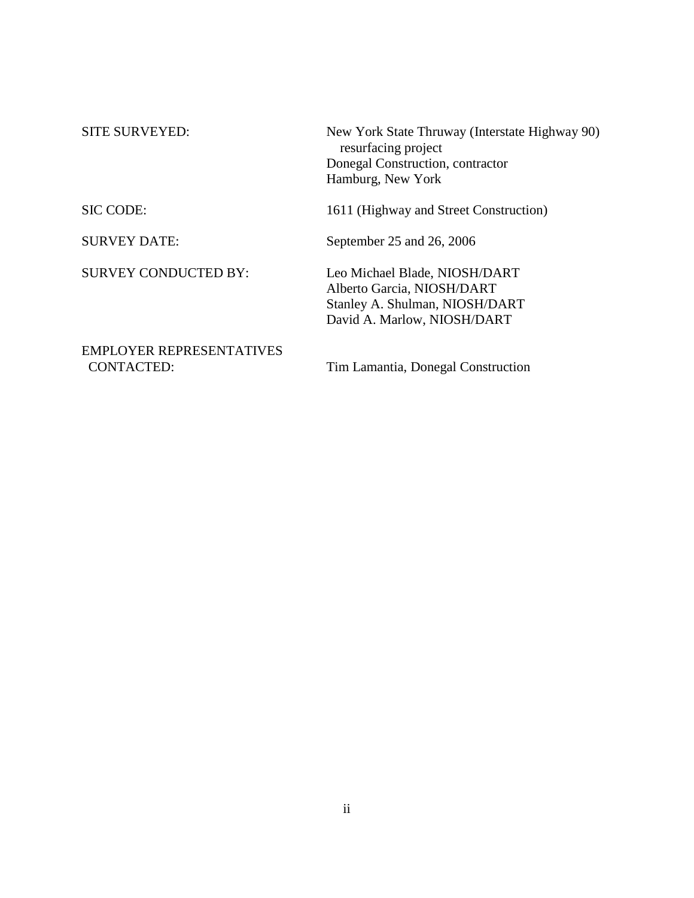| | |
|---|---|
| SITE SURVEYED: | New York State Thruway (Interstate Highway 90) resurfacing project<br>Donegal Construction, contractor<br>Hamburg, New York |
| SIC CODE: | 1611 (Highway and Street Construction) |
| SURVEY DATE: | September 25 and 26, 2006 |
| SURVEY CONDUCTED BY: | Leo Michael Blade, NIOSH/DART<br>Alberto Garcia, NIOSH/DART<br>Stanley A. Shulman, NIOSH/DART<br>David A. Marlow, NIOSH/DART |
| EMPLOYER REPRESENTATIVES CONTACTED: | Tim Lamantia, Donegal Construction |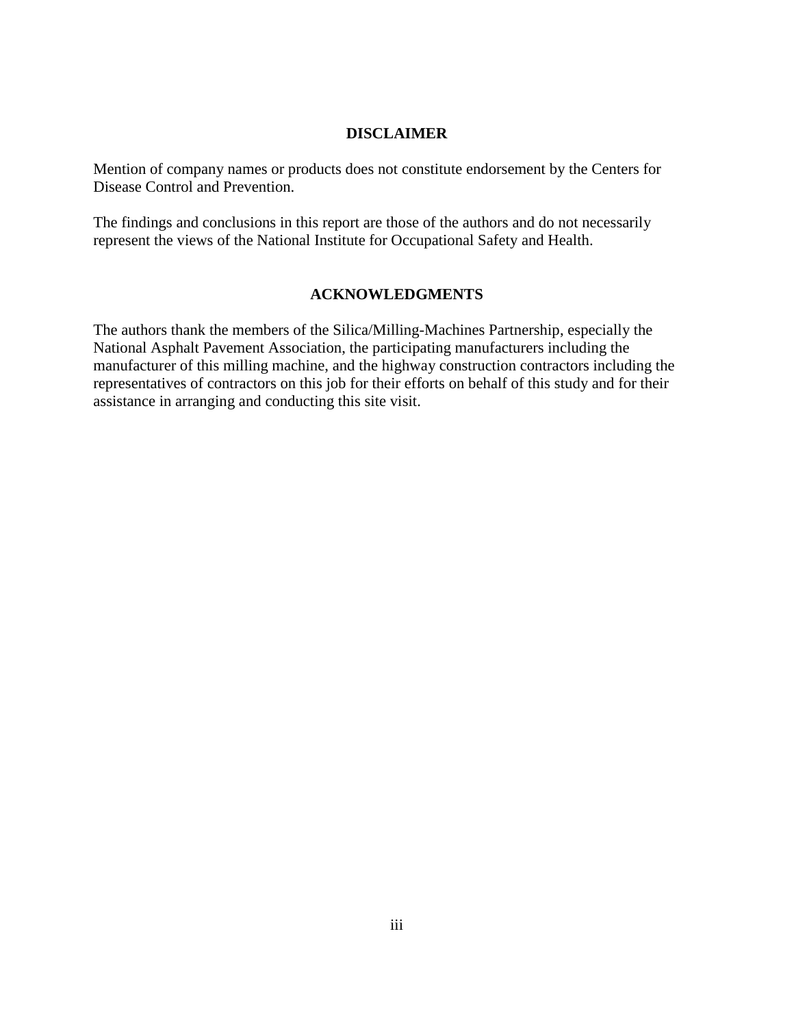## DISCLAIMER

Mention of company names or products does not constitute endorsement by the Centers for Disease Control and Prevention.

The findings and conclusions in this report are those of the authors and do not necessarily represent the views of the National Institute for Occupational Safety and Health.

## ACKNOWLEDGMENTS

The authors thank the members of the Silica/Milling-Machines Partnership, especially the National Asphalt Pavement Association, the participating manufacturers including the manufacturer of this milling machine, and the highway construction contractors including the representatives of contractors on this job for their efforts on behalf of this study and for their assistance in arranging and conducting this site visit.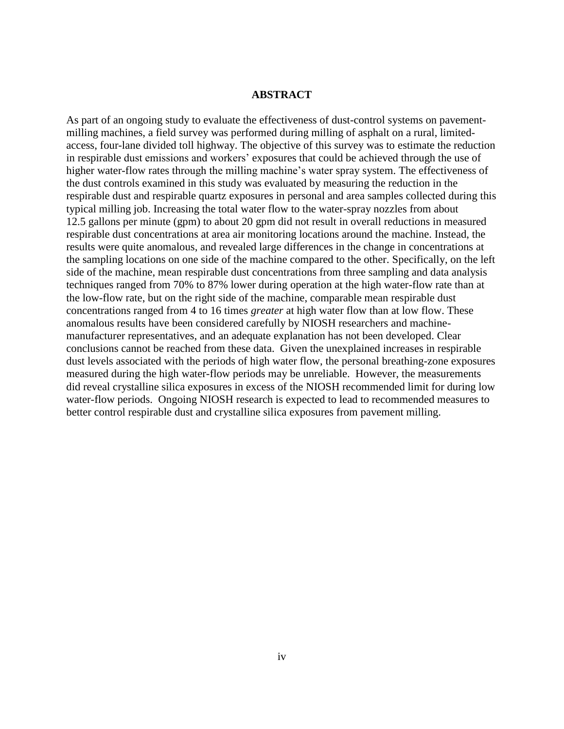## ABSTRACT

As part of an ongoing study to evaluate the effectiveness of dust-control systems on pavement-milling machines, a field survey was performed during milling of asphalt on a rural, limited-access, four-lane divided toll highway. The objective of this survey was to estimate the reduction in respirable dust emissions and workers' exposures that could be achieved through the use of higher water-flow rates through the milling machine's water spray system. The effectiveness of the dust controls examined in this study was evaluated by measuring the reduction in the respirable dust and respirable quartz exposures in personal and area samples collected during this typical milling job. Increasing the total water flow to the water-spray nozzles from about 12.5 gallons per minute (gpm) to about 20 gpm did not result in overall reductions in measured respirable dust concentrations at area air monitoring locations around the machine. Instead, the results were quite anomalous, and revealed large differences in the change in concentrations at the sampling locations on one side of the machine compared to the other. Specifically, on the left side of the machine, mean respirable dust concentrations from three sampling and data analysis techniques ranged from 70% to 87% lower during operation at the high water-flow rate than at the low-flow rate, but on the right side of the machine, comparable mean respirable dust concentrations ranged from 4 to 16 times *greater* at high water flow than at low flow. These anomalous results have been considered carefully by NIOSH researchers and machine-manufacturer representatives, and an adequate explanation has not been developed. Clear conclusions cannot be reached from these data. Given the unexplained increases in respirable dust levels associated with the periods of high water flow, the personal breathing-zone exposures measured during the high water-flow periods may be unreliable. However, the measurements did reveal crystalline silica exposures in excess of the NIOSH recommended limit for during low water-flow periods. Ongoing NIOSH research is expected to lead to recommended measures to better control respirable dust and crystalline silica exposures from pavement milling.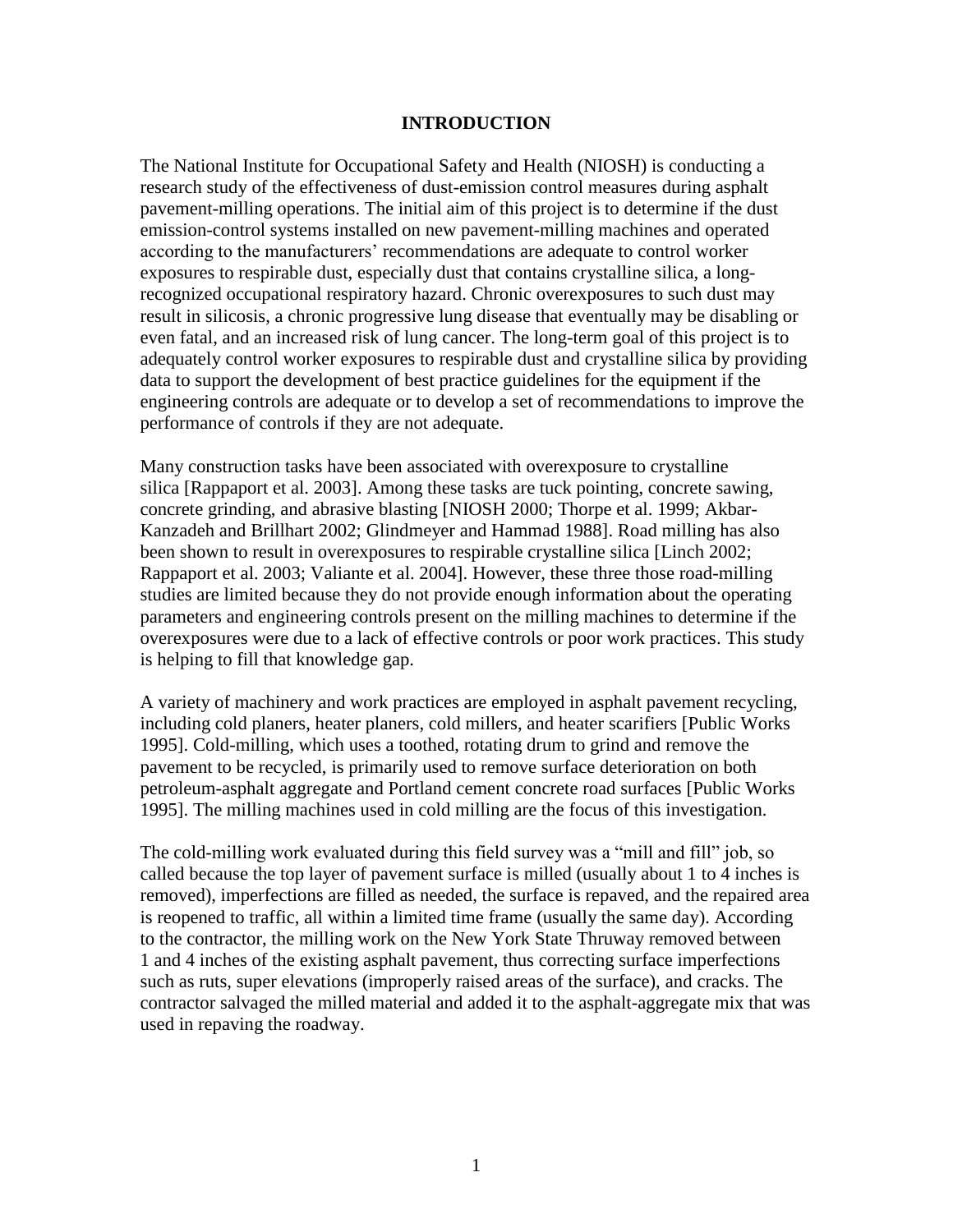## INTRODUCTION

The National Institute for Occupational Safety and Health (NIOSH) is conducting a research study of the effectiveness of dust-emission control measures during asphalt pavement-milling operations. The initial aim of this project is to determine if the dust emission-control systems installed on new pavement-milling machines and operated according to the manufacturers' recommendations are adequate to control worker exposures to respirable dust, especially dust that contains crystalline silica, a long-recognized occupational respiratory hazard. Chronic overexposures to such dust may result in silicosis, a chronic progressive lung disease that eventually may be disabling or even fatal, and an increased risk of lung cancer. The long-term goal of this project is to adequately control worker exposures to respirable dust and crystalline silica by providing data to support the development of best practice guidelines for the equipment if the engineering controls are adequate or to develop a set of recommendations to improve the performance of controls if they are not adequate.

Many construction tasks have been associated with overexposure to crystalline silica [Rappaport et al. 2003]. Among these tasks are tuck pointing, concrete sawing, concrete grinding, and abrasive blasting [NIOSH 2000; Thorpe et al. 1999; Akbar-Kanzadeh and Brillhart 2002; Glindmeyer and Hammad 1988]. Road milling has also been shown to result in overexposures to respirable crystalline silica [Linch 2002; Rappaport et al. 2003; Valiante et al. 2004]. However, these three those road-milling studies are limited because they do not provide enough information about the operating parameters and engineering controls present on the milling machines to determine if the overexposures were due to a lack of effective controls or poor work practices. This study is helping to fill that knowledge gap.

A variety of machinery and work practices are employed in asphalt pavement recycling, including cold planers, heater planers, cold millers, and heater scarifiers [Public Works 1995]. Cold-milling, which uses a toothed, rotating drum to grind and remove the pavement to be recycled, is primarily used to remove surface deterioration on both petroleum-asphalt aggregate and Portland cement concrete road surfaces [Public Works 1995]. The milling machines used in cold milling are the focus of this investigation.

The cold-milling work evaluated during this field survey was a "mill and fill" job, so called because the top layer of pavement surface is milled (usually about 1 to 4 inches is removed), imperfections are filled as needed, the surface is repaved, and the repaired area is reopened to traffic, all within a limited time frame (usually the same day). According to the contractor, the milling work on the New York State Thruway removed between 1 and 4 inches of the existing asphalt pavement, thus correcting surface imperfections such as ruts, super elevations (improperly raised areas of the surface), and cracks. The contractor salvaged the milled material and added it to the asphalt-aggregate mix that was used in repaving the roadway.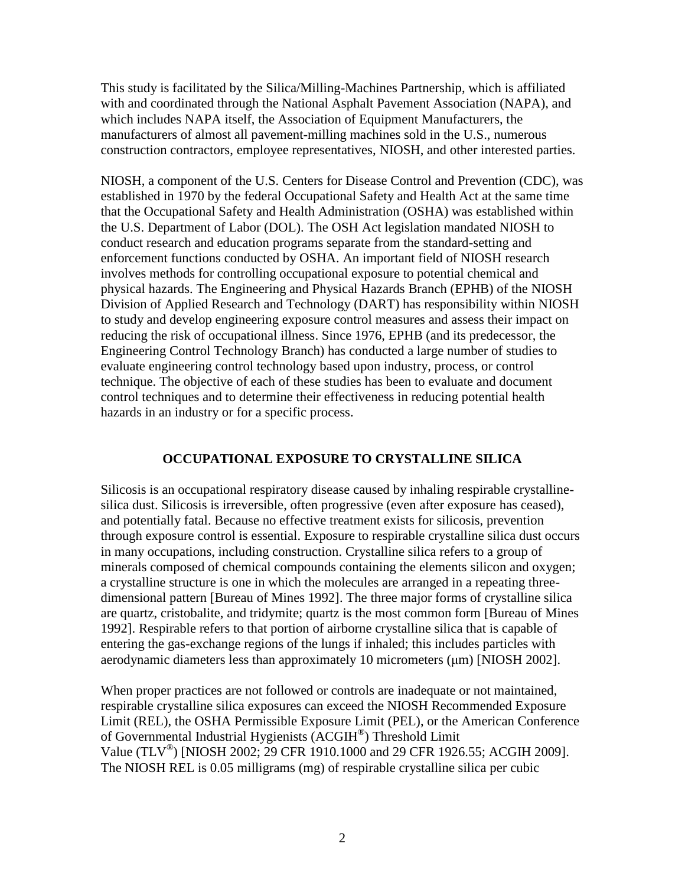This study is facilitated by the Silica/Milling-Machines Partnership, which is affiliated with and coordinated through the National Asphalt Pavement Association (NAPA), and which includes NAPA itself, the Association of Equipment Manufacturers, the manufacturers of almost all pavement-milling machines sold in the U.S., numerous construction contractors, employee representatives, NIOSH, and other interested parties.

NIOSH, a component of the U.S. Centers for Disease Control and Prevention (CDC), was established in 1970 by the federal Occupational Safety and Health Act at the same time that the Occupational Safety and Health Administration (OSHA) was established within the U.S. Department of Labor (DOL). The OSH Act legislation mandated NIOSH to conduct research and education programs separate from the standard-setting and enforcement functions conducted by OSHA. An important field of NIOSH research involves methods for controlling occupational exposure to potential chemical and physical hazards. The Engineering and Physical Hazards Branch (EPHB) of the NIOSH Division of Applied Research and Technology (DART) has responsibility within NIOSH to study and develop engineering exposure control measures and assess their impact on reducing the risk of occupational illness. Since 1976, EPHB (and its predecessor, the Engineering Control Technology Branch) has conducted a large number of studies to evaluate engineering control technology based upon industry, process, or control technique. The objective of each of these studies has been to evaluate and document control techniques and to determine their effectiveness in reducing potential health hazards in an industry or for a specific process.

## OCCUPATIONAL EXPOSURE TO CRYSTALLINE SILICA

Silicosis is an occupational respiratory disease caused by inhaling respirable crystalline-silica dust. Silicosis is irreversible, often progressive (even after exposure has ceased), and potentially fatal. Because no effective treatment exists for silicosis, prevention through exposure control is essential. Exposure to respirable crystalline silica dust occurs in many occupations, including construction. Crystalline silica refers to a group of minerals composed of chemical compounds containing the elements silicon and oxygen; a crystalline structure is one in which the molecules are arranged in a repeating three-dimensional pattern [Bureau of Mines 1992]. The three major forms of crystalline silica are quartz, cristobalite, and tridymite; quartz is the most common form [Bureau of Mines 1992]. Respirable refers to that portion of airborne crystalline silica that is capable of entering the gas-exchange regions of the lungs if inhaled; this includes particles with aerodynamic diameters less than approximately 10 micrometers (μm) [NIOSH 2002].

When proper practices are not followed or controls are inadequate or not maintained, respirable crystalline silica exposures can exceed the NIOSH Recommended Exposure Limit (REL), the OSHA Permissible Exposure Limit (PEL), or the American Conference of Governmental Industrial Hygienists (ACGIH®) Threshold Limit Value (TLV®) [NIOSH 2002; 29 CFR 1910.1000 and 29 CFR 1926.55; ACGIH 2009]. The NIOSH REL is 0.05 milligrams (mg) of respirable crystalline silica per cubic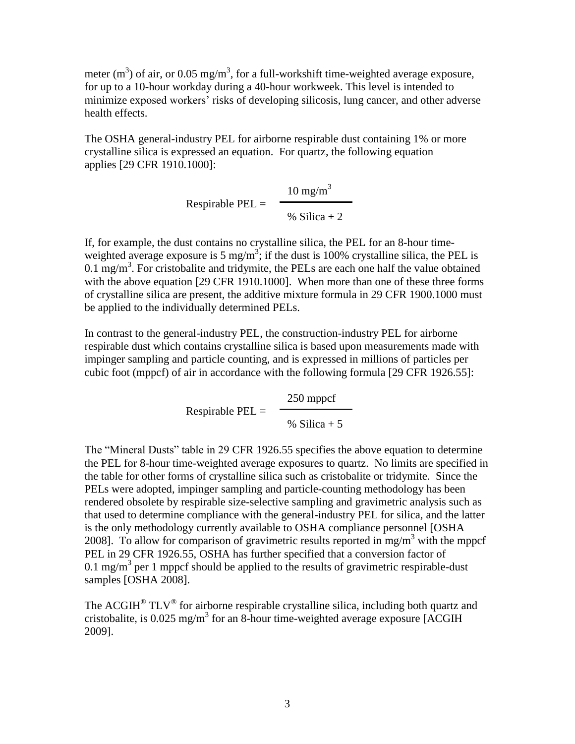meter ($m^3$) of air, or 0.05 $mg/m^3$, for a full-workshift time-weighted average exposure, for up to a 10-hour workday during a 40-hour workweek. This level is intended to minimize exposed workers' risks of developing silicosis, lung cancer, and other adverse health effects.

The OSHA general-industry PEL for airborne respirable dust containing 1% or more crystalline silica is expressed an equation. For quartz, the following equation applies [29 CFR 1910.1000]:

$$\text{Respirable PEL} = \frac{10 \text{ mg/m}^3}{\% \text{ Silica} + 2}$$

If, for example, the dust contains no crystalline silica, the PEL for an 8-hour time-weighted average exposure is 5 $mg/m^3$; if the dust is 100% crystalline silica, the PEL is 0.1 $mg/m^3$. For cristobalite and tridymite, the PELs are each one half the value obtained with the above equation [29 CFR 1910.1000]. When more than one of these three forms of crystalline silica are present, the additive mixture formula in 29 CFR 1900.1000 must be applied to the individually determined PELs.

In contrast to the general-industry PEL, the construction-industry PEL for airborne respirable dust which contains crystalline silica is based upon measurements made with impinger sampling and particle counting, and is expressed in millions of particles per cubic foot (mppcf) of air in accordance with the following formula [29 CFR 1926.55]:

$$\text{Respirable PEL} = \frac{250 \text{ mppcf}}{\% \text{ Silica} + 5}$$

The "Mineral Dusts" table in 29 CFR 1926.55 specifies the above equation to determine the PEL for 8-hour time-weighted average exposures to quartz. No limits are specified in the table for other forms of crystalline silica such as cristobalite or tridymite. Since the PELs were adopted, impinger sampling and particle-counting methodology has been rendered obsolete by respirable size-selective sampling and gravimetric analysis such as that used to determine compliance with the general-industry PEL for silica, and the latter is the only methodology currently available to OSHA compliance personnel [OSHA 2008]. To allow for comparison of gravimetric results reported in $mg/m^3$ with the mppcf PEL in 29 CFR 1926.55, OSHA has further specified that a conversion factor of 0.1 $mg/m^3$ per 1 mppcf should be applied to the results of gravimetric respirable-dust samples [OSHA 2008].

The ACGIH® TLV® for airborne respirable crystalline silica, including both quartz and cristobalite, is 0.025 $mg/m^3$ for an 8-hour time-weighted average exposure [ACGIH 2009].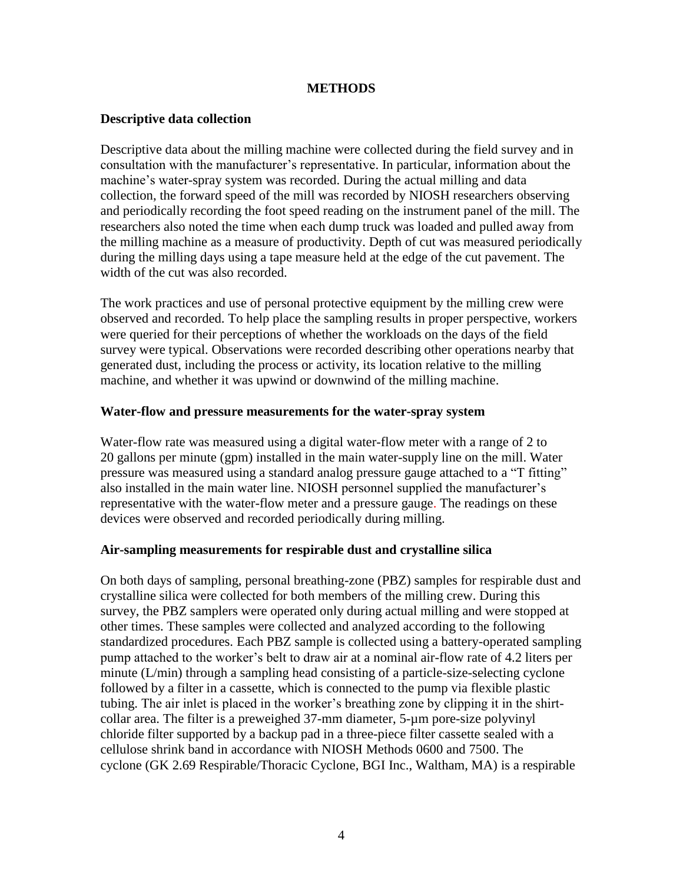## METHODS

### Descriptive data collection

Descriptive data about the milling machine were collected during the field survey and in consultation with the manufacturer's representative. In particular, information about the machine's water-spray system was recorded. During the actual milling and data collection, the forward speed of the mill was recorded by NIOSH researchers observing and periodically recording the foot speed reading on the instrument panel of the mill. The researchers also noted the time when each dump truck was loaded and pulled away from the milling machine as a measure of productivity. Depth of cut was measured periodically during the milling days using a tape measure held at the edge of the cut pavement. The width of the cut was also recorded.

The work practices and use of personal protective equipment by the milling crew were observed and recorded. To help place the sampling results in proper perspective, workers were queried for their perceptions of whether the workloads on the days of the field survey were typical. Observations were recorded describing other operations nearby that generated dust, including the process or activity, its location relative to the milling machine, and whether it was upwind or downwind of the milling machine.

### Water-flow and pressure measurements for the water-spray system

Water-flow rate was measured using a digital water-flow meter with a range of 2 to 20 gallons per minute (gpm) installed in the main water-supply line on the mill. Water pressure was measured using a standard analog pressure gauge attached to a "T fitting" also installed in the main water line. NIOSH personnel supplied the manufacturer's representative with the water-flow meter and a pressure gauge. The readings on these devices were observed and recorded periodically during milling.

### Air-sampling measurements for respirable dust and crystalline silica

On both days of sampling, personal breathing-zone (PBZ) samples for respirable dust and crystalline silica were collected for both members of the milling crew. During this survey, the PBZ samplers were operated only during actual milling and were stopped at other times. These samples were collected and analyzed according to the following standardized procedures. Each PBZ sample is collected using a battery-operated sampling pump attached to the worker's belt to draw air at a nominal air-flow rate of 4.2 liters per minute (L/min) through a sampling head consisting of a particle-size-selecting cyclone followed by a filter in a cassette, which is connected to the pump via flexible plastic tubing. The air inlet is placed in the worker's breathing zone by clipping it in the shirt-collar area. The filter is a preweighed 37-mm diameter, 5-µm pore-size polyvinyl chloride filter supported by a backup pad in a three-piece filter cassette sealed with a cellulose shrink band in accordance with NIOSH Methods 0600 and 7500. The cyclone (GK 2.69 Respirable/Thoracic Cyclone, BGI Inc., Waltham, MA) is a respirable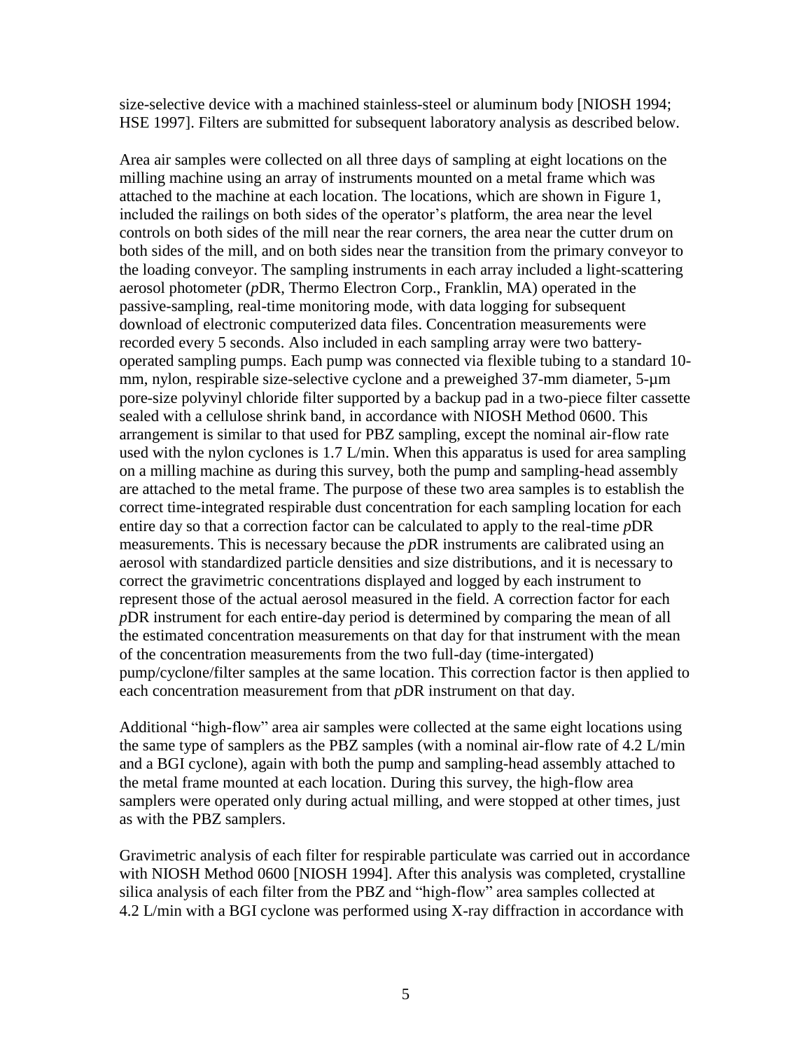size-selective device with a machined stainless-steel or aluminum body [NIOSH 1994; HSE 1997]. Filters are submitted for subsequent laboratory analysis as described below.

Area air samples were collected on all three days of sampling at eight locations on the milling machine using an array of instruments mounted on a metal frame which was attached to the machine at each location. The locations, which are shown in Figure 1, included the railings on both sides of the operator's platform, the area near the level controls on both sides of the mill near the rear corners, the area near the cutter drum on both sides of the mill, and on both sides near the transition from the primary conveyor to the loading conveyor. The sampling instruments in each array included a light-scattering aerosol photometer (*p*DR, Thermo Electron Corp., Franklin, MA) operated in the passive-sampling, real-time monitoring mode, with data logging for subsequent download of electronic computerized data files. Concentration measurements were recorded every 5 seconds. Also included in each sampling array were two battery-operated sampling pumps. Each pump was connected via flexible tubing to a standard 10-mm, nylon, respirable size-selective cyclone and a preweighed 37-mm diameter, 5-µm pore-size polyvinyl chloride filter supported by a backup pad in a two-piece filter cassette sealed with a cellulose shrink band, in accordance with NIOSH Method 0600. This arrangement is similar to that used for PBZ sampling, except the nominal air-flow rate used with the nylon cyclones is 1.7 L/min. When this apparatus is used for area sampling on a milling machine as during this survey, both the pump and sampling-head assembly are attached to the metal frame. The purpose of these two area samples is to establish the correct time-integrated respirable dust concentration for each sampling location for each entire day so that a correction factor can be calculated to apply to the real-time *p*DR measurements. This is necessary because the *p*DR instruments are calibrated using an aerosol with standardized particle densities and size distributions, and it is necessary to correct the gravimetric concentrations displayed and logged by each instrument to represent those of the actual aerosol measured in the field. A correction factor for each *p*DR instrument for each entire-day period is determined by comparing the mean of all the estimated concentration measurements on that day for that instrument with the mean of the concentration measurements from the two full-day (time-intergated) pump/cyclone/filter samples at the same location. This correction factor is then applied to each concentration measurement from that *p*DR instrument on that day.

Additional "high-flow" area air samples were collected at the same eight locations using the same type of samplers as the PBZ samples (with a nominal air-flow rate of 4.2 L/min and a BGI cyclone), again with both the pump and sampling-head assembly attached to the metal frame mounted at each location. During this survey, the high-flow area samplers were operated only during actual milling, and were stopped at other times, just as with the PBZ samplers.

Gravimetric analysis of each filter for respirable particulate was carried out in accordance with NIOSH Method 0600 [NIOSH 1994]. After this analysis was completed, crystalline silica analysis of each filter from the PBZ and "high-flow" area samples collected at 4.2 L/min with a BGI cyclone was performed using X-ray diffraction in accordance with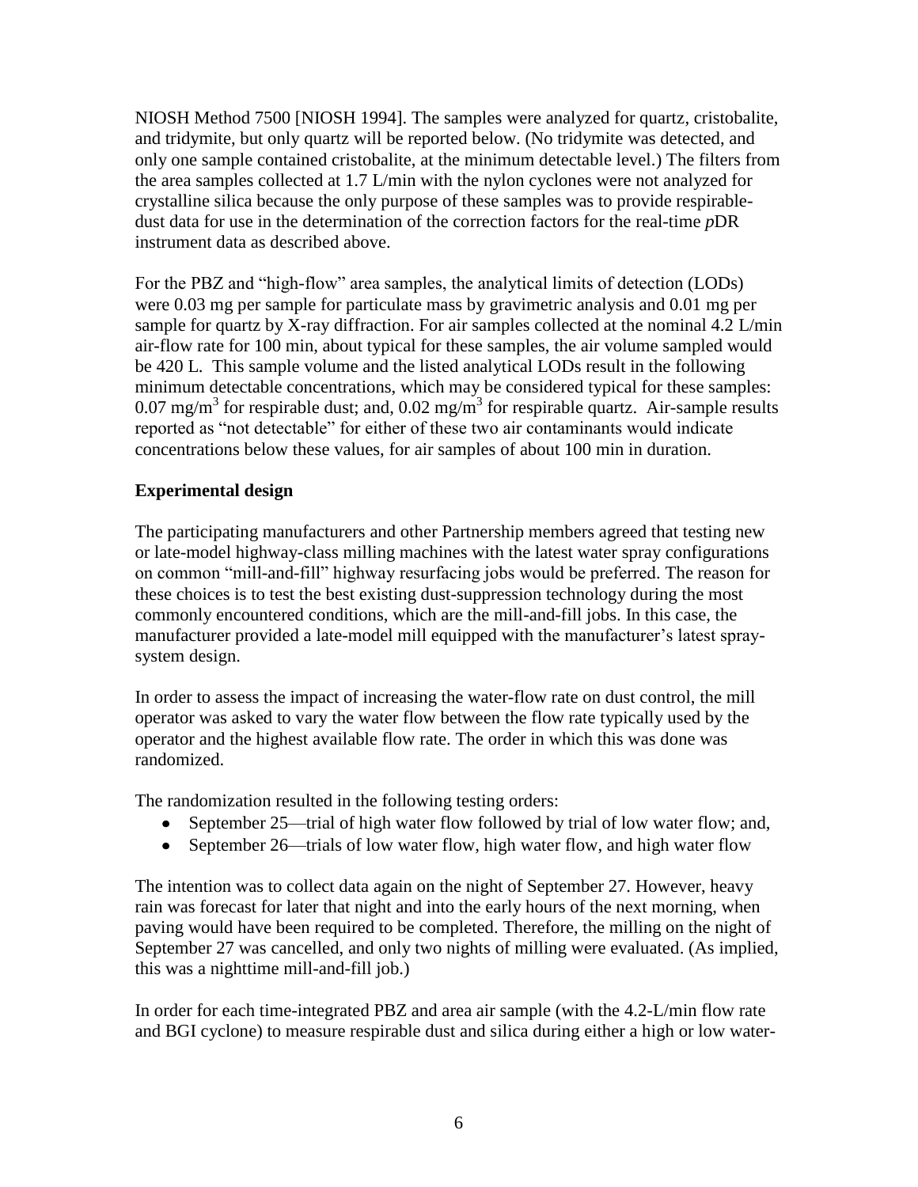NIOSH Method 7500 [NIOSH 1994]. The samples were analyzed for quartz, cristobalite, and tridymite, but only quartz will be reported below. (No tridymite was detected, and only one sample contained cristobalite, at the minimum detectable level.) The filters from the area samples collected at 1.7 L/min with the nylon cyclones were not analyzed for crystalline silica because the only purpose of these samples was to provide respirable-dust data for use in the determination of the correction factors for the real-time *p*DR instrument data as described above.

For the PBZ and "high-flow" area samples, the analytical limits of detection (LODs) were 0.03 mg per sample for particulate mass by gravimetric analysis and 0.01 mg per sample for quartz by X-ray diffraction. For air samples collected at the nominal 4.2 L/min air-flow rate for 100 min, about typical for these samples, the air volume sampled would be 420 L. This sample volume and the listed analytical LODs result in the following minimum detectable concentrations, which may be considered typical for these samples: 0.07 mg/m$^3$ for respirable dust; and, 0.02 mg/m$^3$ for respirable quartz. Air-sample results reported as "not detectable" for either of these two air contaminants would indicate concentrations below these values, for air samples of about 100 min in duration.

### Experimental design

The participating manufacturers and other Partnership members agreed that testing new or late-model highway-class milling machines with the latest water spray configurations on common "mill-and-fill" highway resurfacing jobs would be preferred. The reason for these choices is to test the best existing dust-suppression technology during the most commonly encountered conditions, which are the mill-and-fill jobs. In this case, the manufacturer provided a late-model mill equipped with the manufacturer's latest spray-system design.

In order to assess the impact of increasing the water-flow rate on dust control, the mill operator was asked to vary the water flow between the flow rate typically used by the operator and the highest available flow rate. The order in which this was done was randomized.

The randomization resulted in the following testing orders:

- September 25—trial of high water flow followed by trial of low water flow; and,
- September 26—trials of low water flow, high water flow, and high water flow

The intention was to collect data again on the night of September 27. However, heavy rain was forecast for later that night and into the early hours of the next morning, when paving would have been required to be completed. Therefore, the milling on the night of September 27 was cancelled, and only two nights of milling were evaluated. (As implied, this was a nighttime mill-and-fill job.)

In order for each time-integrated PBZ and area air sample (with the 4.2-L/min flow rate and BGI cyclone) to measure respirable dust and silica during either a high or low water-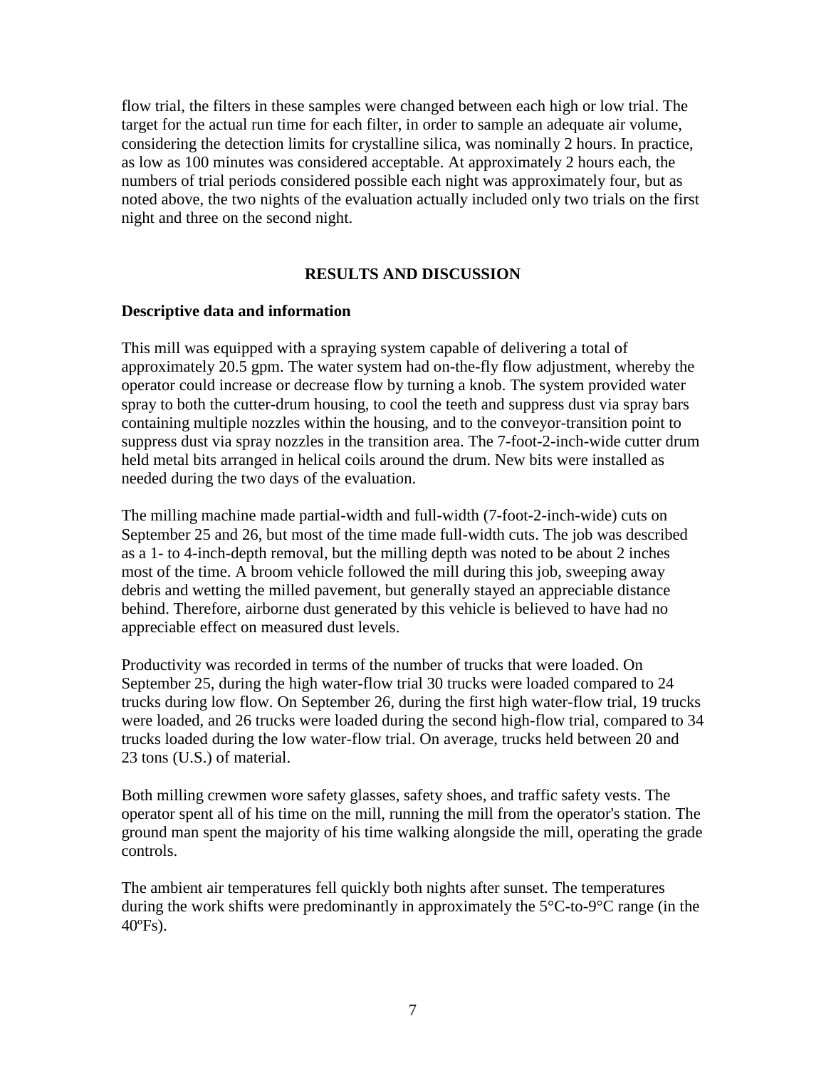flow trial, the filters in these samples were changed between each high or low trial. The target for the actual run time for each filter, in order to sample an adequate air volume, considering the detection limits for crystalline silica, was nominally 2 hours. In practice, as low as 100 minutes was considered acceptable. At approximately 2 hours each, the numbers of trial periods considered possible each night was approximately four, but as noted above, the two nights of the evaluation actually included only two trials on the first night and three on the second night.

## RESULTS AND DISCUSSION

### Descriptive data and information

This mill was equipped with a spraying system capable of delivering a total of approximately 20.5 gpm. The water system had on-the-fly flow adjustment, whereby the operator could increase or decrease flow by turning a knob. The system provided water spray to both the cutter-drum housing, to cool the teeth and suppress dust via spray bars containing multiple nozzles within the housing, and to the conveyor-transition point to suppress dust via spray nozzles in the transition area. The 7-foot-2-inch-wide cutter drum held metal bits arranged in helical coils around the drum. New bits were installed as needed during the two days of the evaluation.

The milling machine made partial-width and full-width (7-foot-2-inch-wide) cuts on September 25 and 26, but most of the time made full-width cuts. The job was described as a 1- to 4-inch-depth removal, but the milling depth was noted to be about 2 inches most of the time. A broom vehicle followed the mill during this job, sweeping away debris and wetting the milled pavement, but generally stayed an appreciable distance behind. Therefore, airborne dust generated by this vehicle is believed to have had no appreciable effect on measured dust levels.

Productivity was recorded in terms of the number of trucks that were loaded. On September 25, during the high water-flow trial 30 trucks were loaded compared to 24 trucks during low flow. On September 26, during the first high water-flow trial, 19 trucks were loaded, and 26 trucks were loaded during the second high-flow trial, compared to 34 trucks loaded during the low water-flow trial. On average, trucks held between 20 and 23 tons (U.S.) of material.

Both milling crewmen wore safety glasses, safety shoes, and traffic safety vests. The operator spent all of his time on the mill, running the mill from the operator's station. The ground man spent the majority of his time walking alongside the mill, operating the grade controls.

The ambient air temperatures fell quickly both nights after sunset. The temperatures during the work shifts were predominantly in approximately the 5°C-to-9°C range (in the 40ºFs).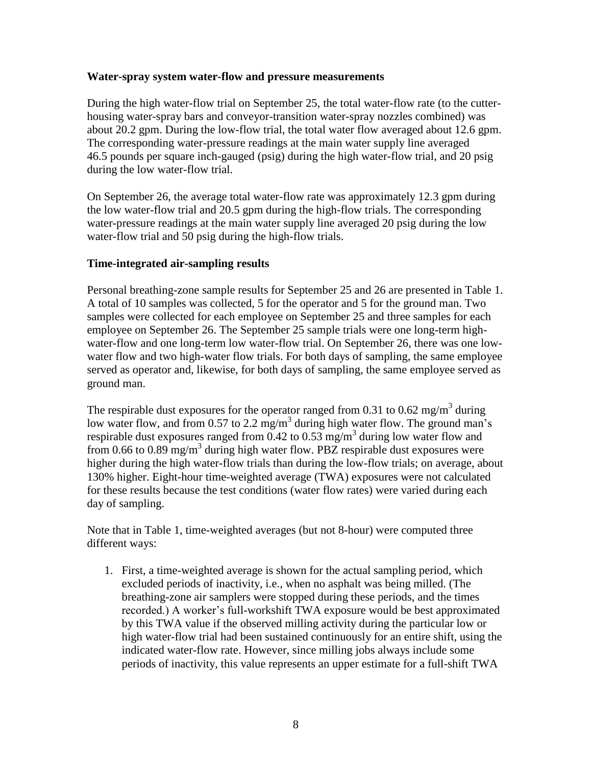### Water-spray system water-flow and pressure measurements

During the high water-flow trial on September 25, the total water-flow rate (to the cutter-housing water-spray bars and conveyor-transition water-spray nozzles combined) was about 20.2 gpm. During the low-flow trial, the total water flow averaged about 12.6 gpm. The corresponding water-pressure readings at the main water supply line averaged 46.5 pounds per square inch-gauged (psig) during the high water-flow trial, and 20 psig during the low water-flow trial.

On September 26, the average total water-flow rate was approximately 12.3 gpm during the low water-flow trial and 20.5 gpm during the high-flow trials. The corresponding water-pressure readings at the main water supply line averaged 20 psig during the low water-flow trial and 50 psig during the high-flow trials.

### Time-integrated air-sampling results

Personal breathing-zone sample results for September 25 and 26 are presented in Table 1. A total of 10 samples was collected, 5 for the operator and 5 for the ground man. Two samples were collected for each employee on September 25 and three samples for each employee on September 26. The September 25 sample trials were one long-term high-water-flow and one long-term low water-flow trial. On September 26, there was one low-water flow and two high-water flow trials. For both days of sampling, the same employee served as operator and, likewise, for both days of sampling, the same employee served as ground man.

The respirable dust exposures for the operator ranged from 0.31 to 0.62 mg/m$^3$ during low water flow, and from 0.57 to 2.2 mg/m$^3$ during high water flow. The ground man's respirable dust exposures ranged from 0.42 to 0.53 mg/m$^3$ during low water flow and from 0.66 to 0.89 mg/m$^3$ during high water flow. PBZ respirable dust exposures were higher during the high water-flow trials than during the low-flow trials; on average, about 130% higher. Eight-hour time-weighted average (TWA) exposures were not calculated for these results because the test conditions (water flow rates) were varied during each day of sampling.

Note that in Table 1, time-weighted averages (but not 8-hour) were computed three different ways:

1. First, a time-weighted average is shown for the actual sampling period, which excluded periods of inactivity, i.e., when no asphalt was being milled. (The breathing-zone air samplers were stopped during these periods, and the times recorded.) A worker's full-workshift TWA exposure would be best approximated by this TWA value if the observed milling activity during the particular low or high water-flow trial had been sustained continuously for an entire shift, using the indicated water-flow rate. However, since milling jobs always include some periods of inactivity, this value represents an upper estimate for a full-shift TWA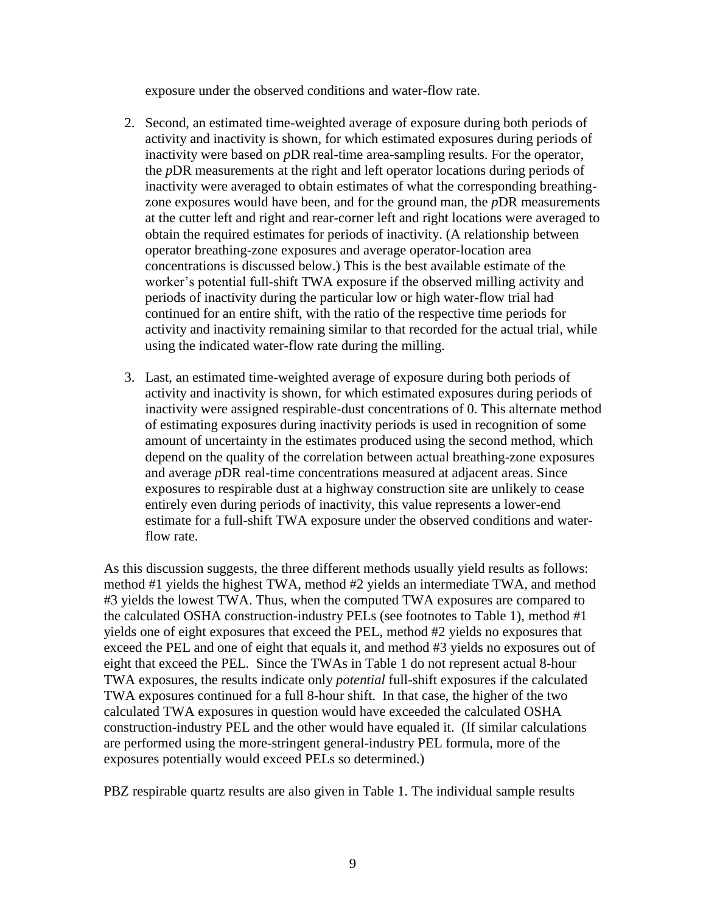exposure under the observed conditions and water-flow rate.

2. Second, an estimated time-weighted average of exposure during both periods of activity and inactivity is shown, for which estimated exposures during periods of inactivity were based on *p*DR real-time area-sampling results. For the operator, the *p*DR measurements at the right and left operator locations during periods of inactivity were averaged to obtain estimates of what the corresponding breathing-zone exposures would have been, and for the ground man, the *p*DR measurements at the cutter left and right and rear-corner left and right locations were averaged to obtain the required estimates for periods of inactivity. (A relationship between operator breathing-zone exposures and average operator-location area concentrations is discussed below.) This is the best available estimate of the worker's potential full-shift TWA exposure if the observed milling activity and periods of inactivity during the particular low or high water-flow trial had continued for an entire shift, with the ratio of the respective time periods for activity and inactivity remaining similar to that recorded for the actual trial, while using the indicated water-flow rate during the milling.

3. Last, an estimated time-weighted average of exposure during both periods of activity and inactivity is shown, for which estimated exposures during periods of inactivity were assigned respirable-dust concentrations of 0. This alternate method of estimating exposures during inactivity periods is used in recognition of some amount of uncertainty in the estimates produced using the second method, which depend on the quality of the correlation between actual breathing-zone exposures and average *p*DR real-time concentrations measured at adjacent areas. Since exposures to respirable dust at a highway construction site are unlikely to cease entirely even during periods of inactivity, this value represents a lower-end estimate for a full-shift TWA exposure under the observed conditions and water-flow rate.

As this discussion suggests, the three different methods usually yield results as follows: method #1 yields the highest TWA, method #2 yields an intermediate TWA, and method #3 yields the lowest TWA. Thus, when the computed TWA exposures are compared to the calculated OSHA construction-industry PELs (see footnotes to Table 1), method #1 yields one of eight exposures that exceed the PEL, method #2 yields no exposures that exceed the PEL and one of eight that equals it, and method #3 yields no exposures out of eight that exceed the PEL. Since the TWAs in Table 1 do not represent actual 8-hour TWA exposures, the results indicate only *potential* full-shift exposures if the calculated TWA exposures continued for a full 8-hour shift. In that case, the higher of the two calculated TWA exposures in question would have exceeded the calculated OSHA construction-industry PEL and the other would have equaled it. (If similar calculations are performed using the more-stringent general-industry PEL formula, more of the exposures potentially would exceed PELs so determined.)

PBZ respirable quartz results are also given in Table 1. The individual sample results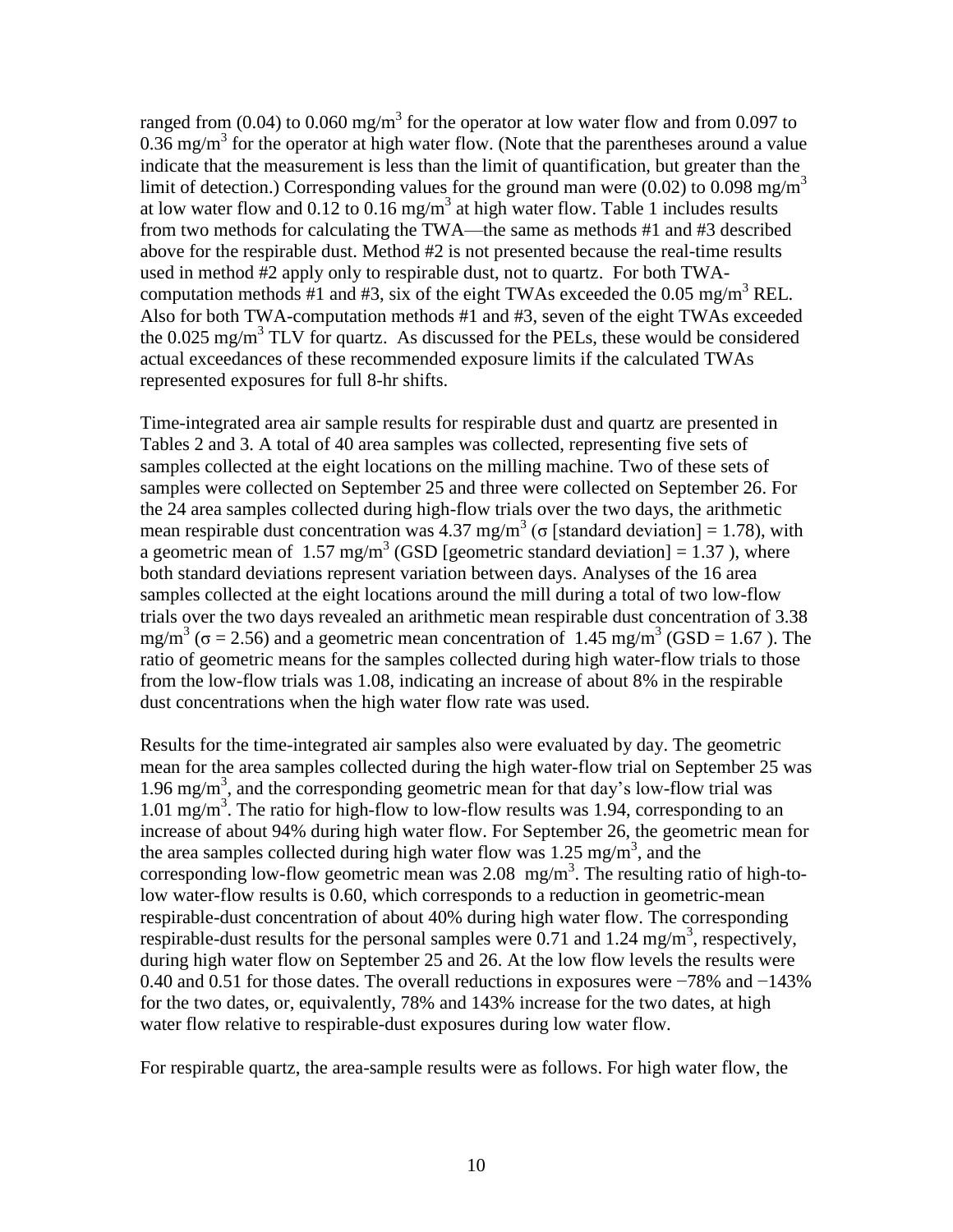ranged from (0.04) to 0.060 $mg/m^3$ for the operator at low water flow and from 0.097 to 0.36 $mg/m^3$ for the operator at high water flow. (Note that the parentheses around a value indicate that the measurement is less than the limit of quantification, but greater than the limit of detection.) Corresponding values for the ground man were (0.02) to 0.098 $mg/m^3$ at low water flow and 0.12 to 0.16 $mg/m^3$ at high water flow. Table 1 includes results from two methods for calculating the TWA—the same as methods #1 and #3 described above for the respirable dust. Method #2 is not presented because the real-time results used in method #2 apply only to respirable dust, not to quartz. For both TWA-computation methods #1 and #3, six of the eight TWAs exceeded the 0.05 $mg/m^3$ REL. Also for both TWA-computation methods #1 and #3, seven of the eight TWAs exceeded the 0.025 $mg/m^3$ TLV for quartz. As discussed for the PELs, these would be considered actual exceedances of these recommended exposure limits if the calculated TWAs represented exposures for full 8-hr shifts.

Time-integrated area air sample results for respirable dust and quartz are presented in Tables 2 and 3. A total of 40 area samples was collected, representing five sets of samples collected at the eight locations on the milling machine. Two of these sets of samples were collected on September 25 and three were collected on September 26. For the 24 samples collected during high-flow trials over the two days, the arithmetic mean respirable dust concentration was 4.37 $mg/m^3$ ($\sigma$ [standard deviation] = 1.78), with a geometric mean of 1.57 $mg/m^3$ (GSD [geometric standard deviation] = 1.37 ), where both standard deviations represent variation between days. Analyses of the 16 area samples collected at the eight locations around the mill during a total of two low-flow trials over the two days revealed an arithmetic mean respirable dust concentration of 3.38 $mg/m^3$ ($\sigma$ = 2.56) and a geometric mean concentration of 1.45 $mg/m^3$ (GSD = 1.67 ). The ratio of geometric means for the samples collected during high water-flow trials to those from the low-flow trials was 1.08, indicating an increase of about 8% in the respirable dust concentrations when the high water flow rate was used.

Results for the time-integrated air samples also were evaluated by day. The geometric mean for the area samples collected during the high water-flow trial on September 25 was 1.96 $mg/m^3$, and the corresponding geometric mean for that day's low-flow trial was 1.01 $mg/m^3$. The ratio for high-flow to low-flow results was 1.94, corresponding to an increase of about 94% during high water flow. For September 26, the geometric mean for the area samples collected during high water flow was 1.25 $mg/m^3$, and the corresponding low-flow geometric mean was 2.08 $mg/m^3$. The resulting ratio of high-to-low water-flow results is 0.60, which corresponds to a reduction in geometric-mean respirable-dust concentration of about 40% during high water flow. The corresponding respirable-dust results for the personal samples were 0.71 and 1.24 $mg/m^3$, respectively, during high water flow on September 25 and 26. At the low flow levels the results were 0.40 and 0.51 for those dates. The overall reductions in exposures were −78% and −143% for the two dates, or, equivalently, 78% and 143% increase for the two dates, at high water flow relative to respirable-dust exposures during low water flow.

For respirable quartz, the area-sample results were as follows. For high water flow, the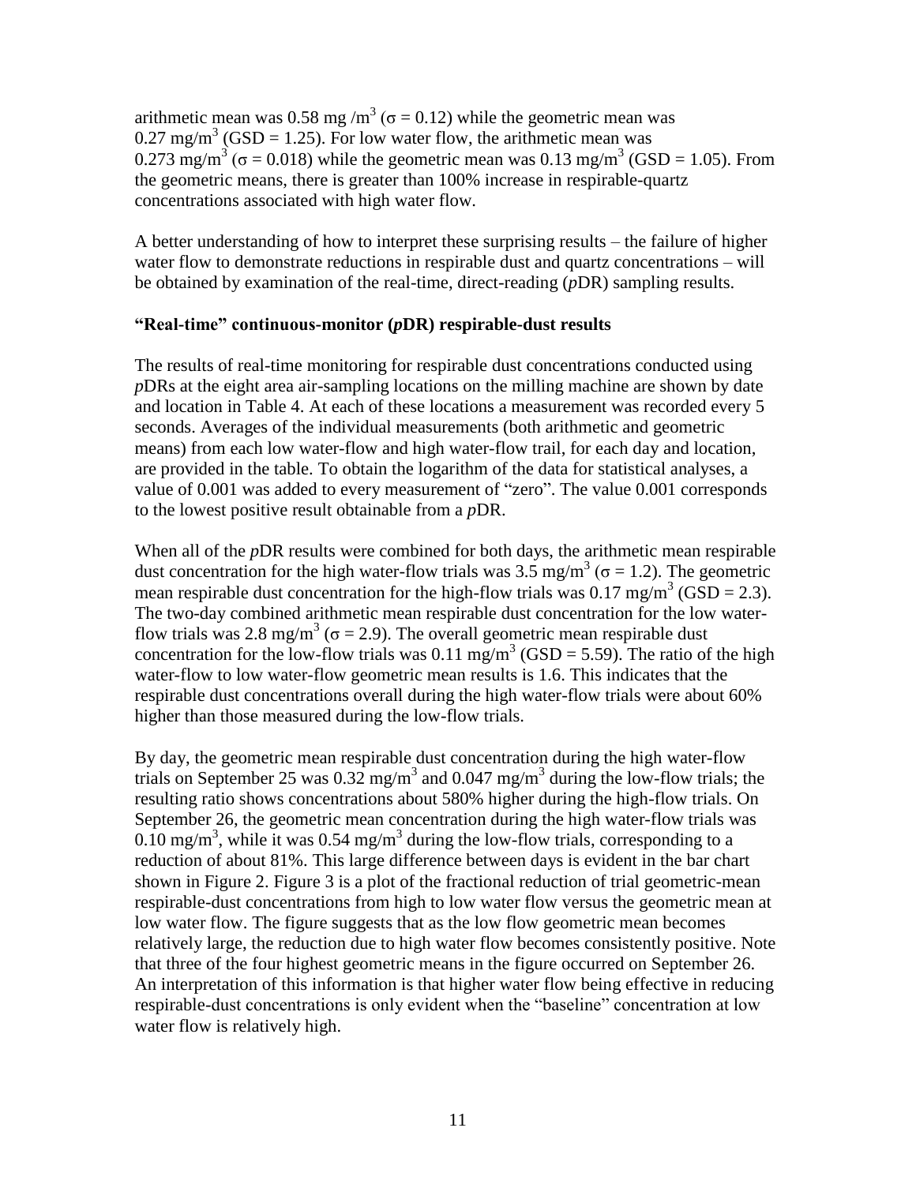arithmetic mean was 0.58 mg /m$^3$ ($\sigma$ = 0.12) while the geometric mean was 0.27 mg/m$^3$ (GSD = 1.25). For low water flow, the arithmetic mean was 0.273 mg/m$^3$ ($\sigma$ = 0.018) while the geometric mean was 0.13 mg/m$^3$ (GSD = 1.05). From the geometric means, there is greater than 100% increase in respirable-quartz concentrations associated with high water flow.

A better understanding of how to interpret these surprising results – the failure of higher water flow to demonstrate reductions in respirable dust and quartz concentrations – will be obtained by examination of the real-time, direct-reading (*p*DR) sampling results.

**"Real-time" continuous-monitor (*p*DR) respirable-dust results**

The results of real-time monitoring for respirable dust concentrations conducted using *p*DRs at the eight area air-sampling locations on the milling machine are shown by date and location in Table 4. At each of these locations a measurement was recorded every 5 seconds. Averages of the individual measurements (both arithmetic and geometric means) from each low water-flow and high water-flow trail, for each day and location, are provided in the table. To obtain the logarithm of the data for statistical analyses, a value of 0.001 was added to every measurement of "zero". The value 0.001 corresponds to the lowest positive result obtainable from a *p*DR.

When all of the *p*DR results were combined for both days, the arithmetic mean respirable dust concentration for the high water-flow trials was 3.5 mg/m$^3$ ($\sigma$ = 1.2). The geometric mean respirable dust concentration for the high-flow trials was 0.17 mg/m$^3$ (GSD = 2.3). The two-day combined arithmetic mean respirable dust concentration for the low water-flow trials was 2.8 mg/m$^3$ ($\sigma$ = 2.9). The overall geometric mean respirable dust concentration for the low-flow trials was 0.11 mg/m$^3$ (GSD = 5.59). The ratio of the high water-flow to low water-flow geometric mean results is 1.6. This indicates that the respirable dust concentrations overall during the high water-flow trials were about 60% higher than those measured during the low-flow trials.

By day, the geometric mean respirable dust concentration during the high water-flow trials on September 25 was 0.32 mg/m$^3$ and 0.047 mg/m$^3$ during the low-flow trials; the resulting ratio shows concentrations about 580% higher during the high-flow trials. On September 26, the geometric mean concentration during the high water-flow trials was 0.10 mg/m$^3$, while it was 0.54 mg/m$^3$ during the low-flow trials, corresponding to a reduction of about 81%. This large difference between days is evident in the bar chart shown in Figure 2. Figure 3 is a plot of the fractional reduction of trial geometric-mean respirable-dust concentrations from high to low water flow versus the geometric mean at low water flow. The figure suggests that as the low flow geometric mean becomes relatively large, the reduction due to high water flow becomes consistently positive. Note that three of the four highest geometric means in the figure occurred on September 26. An interpretation of this information is that higher water flow being effective in reducing respirable-dust concentrations is only evident when the "baseline" concentration at low water flow is relatively high.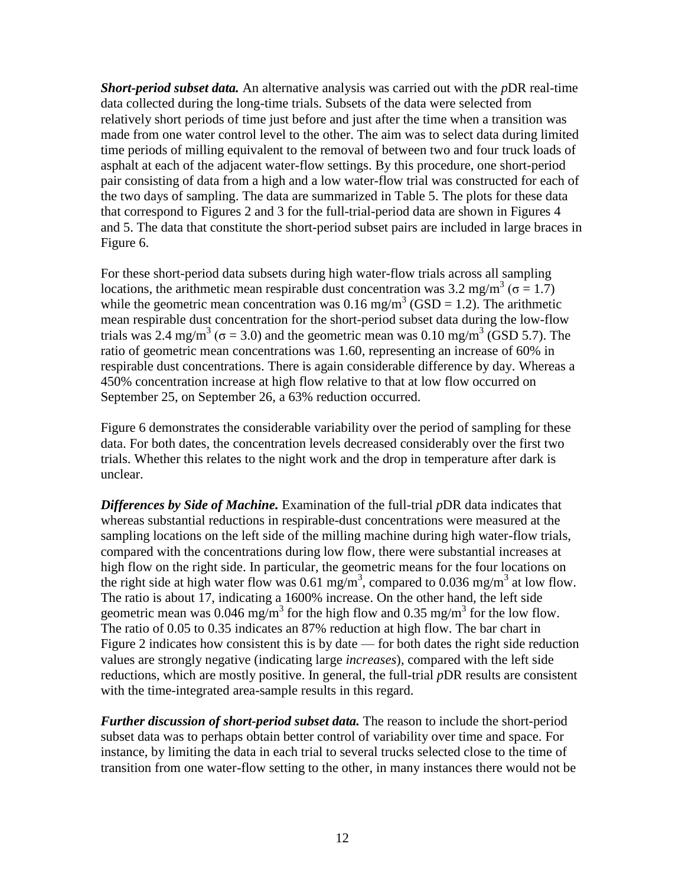***Short-period subset data.*** An alternative analysis was carried out with the *p*DR real-time data collected during the long-time trials. Subsets of the data were selected from relatively short periods of time just before and just after the time when a transition was made from one water control level to the other. The aim was to select data during limited time periods of milling equivalent to the removal of between two and four truck loads of asphalt at each of the adjacent water-flow settings. By this procedure, one short-period pair consisting of data from a high and a low water-flow trial was constructed for each of the two days of sampling. The data are summarized in Table 5. The plots for these data that correspond to Figures 2 and 3 for the full-trial-period data are shown in Figures 4 and 5. The data that constitute the short-period subset pairs are included in large braces in Figure 6.

For these short-period data subsets during high water-flow trials across all sampling locations, the arithmetic mean respirable dust concentration was 3.2 mg/m$^3$ ($\sigma$ = 1.7) while the geometric mean concentration was 0.16 mg/m$^3$ (GSD = 1.2). The arithmetic mean respirable dust concentration for the short-period subset data during the low-flow trials was 2.4 mg/m$^3$ ($\sigma$ = 3.0) and the geometric mean was 0.10 mg/m$^3$ (GSD 5.7). The ratio of geometric mean concentrations was 1.60, representing an increase of 60% in respirable dust concentrations. There is again considerable difference by day. Whereas a 450% concentration increase at high flow relative to that at low flow occurred on September 25, on September 26, a 63% reduction occurred.

Figure 6 demonstrates the considerable variability over the period of sampling for these data. For both dates, the concentration levels decreased considerably over the first two trials. Whether this relates to the night work and the drop in temperature after dark is unclear.

***Differences by Side of Machine.*** Examination of the full-trial *p*DR data indicates that whereas substantial reductions in respirable-dust concentrations were measured at the sampling locations on the left side of the milling machine during high water-flow trials, compared with the concentrations during low flow, there were substantial increases at high flow on the right side. In particular, the geometric means for the four locations on the right side at high water flow was 0.61 mg/m$^3$, compared to 0.036 mg/m$^3$ at low flow. The ratio is about 17, indicating a 1600% increase. On the other hand, the left side geometric mean was 0.046 mg/m$^3$ for the high flow and 0.35 mg/m$^3$ for the low flow. The ratio of 0.05 to 0.35 indicates an 87% reduction at high flow. The bar chart in Figure 2 indicates how consistent this is by date — for both dates the right side reduction values are strongly negative (indicating large *increases*), compared with the left side reductions, which are mostly positive. In general, the full-trial *p*DR results are consistent with the time-integrated area-sample results in this regard.

***Further discussion of short-period subset data.*** The reason to include the short-period subset data was to perhaps obtain better control of variability over time and space. For instance, by limiting the data in each trial to several trucks selected close to the time of transition from one water-flow setting to the other, in many instances there would not be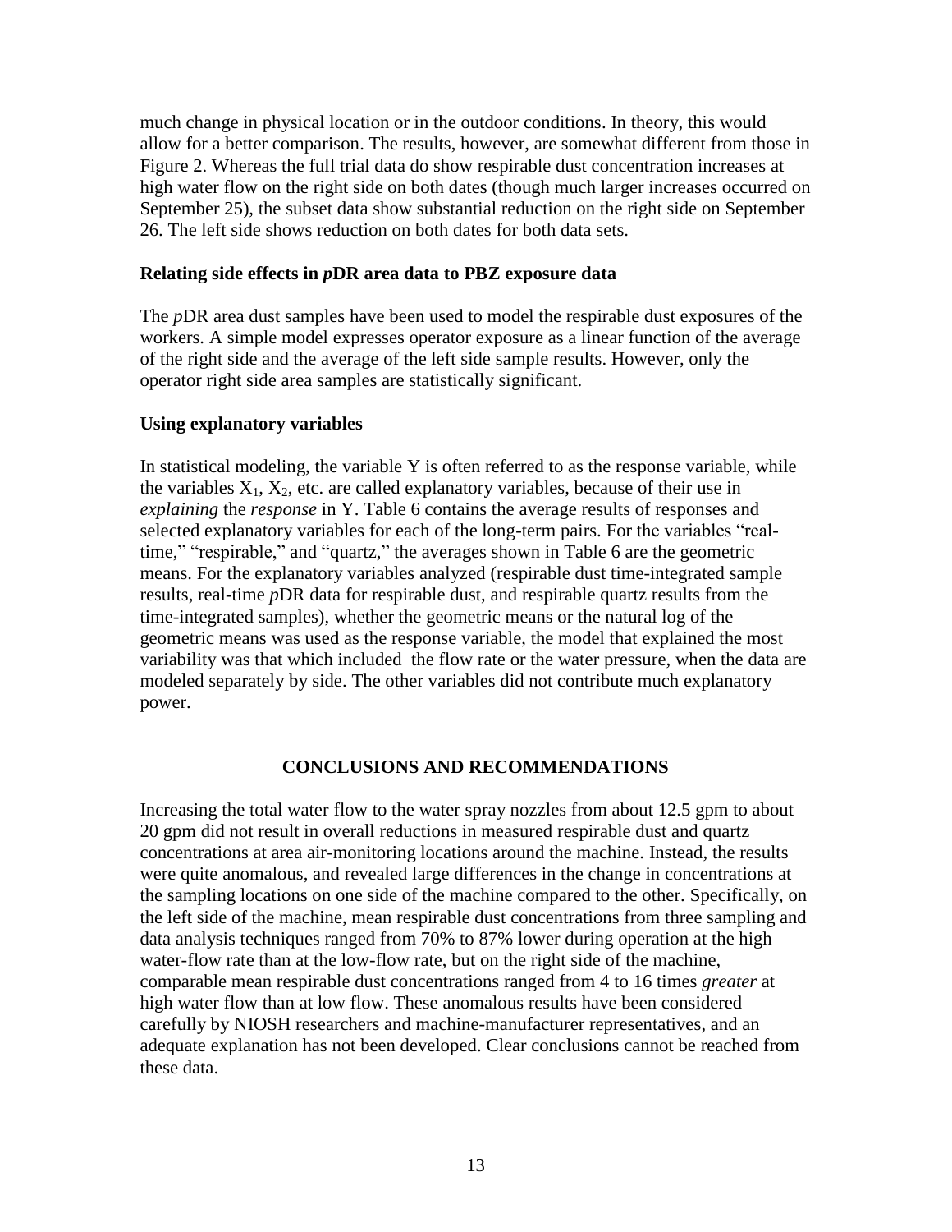much change in physical location or in the outdoor conditions. In theory, this would allow for a better comparison. The results, however, are somewhat different from those in Figure 2. Whereas the full trial data do show respirable dust concentration increases at high water flow on the right side on both dates (though much larger increases occurred on September 25), the subset data show substantial reduction on the right side on September 26. The left side shows reduction on both dates for both data sets.

### Relating side effects in *p*DR area data to PBZ exposure data

The *p*DR area dust samples have been used to model the respirable dust exposures of the workers. A simple model expresses operator exposure as a linear function of the average of the right side and the average of the left side sample results. However, only the operator right side area samples are statistically significant.

### Using explanatory variables

In statistical modeling, the variable Y is often referred to as the response variable, while the variables $X_1$, $X_2$, etc. are called explanatory variables, because of their use in *explaining* the *response* in Y. Table 6 contains the average results of responses and selected explanatory variables for each of the long-term pairs. For the variables "real-time," "respirable," and "quartz," the averages shown in Table 6 are the geometric means. For the explanatory variables analyzed (respirable dust time-integrated sample results, real-time *p*DR data for respirable dust, and respirable quartz results from the time-integrated samples), whether the geometric means or the natural log of the geometric means was used as the response variable, the model that explained the most variability was that which included the flow rate or the water pressure, when the data are modeled separately by side. The other variables did not contribute much explanatory power.

## CONCLUSIONS AND RECOMMENDATIONS

Increasing the total water flow to the water spray nozzles from about 12.5 gpm to about 20 gpm did not result in overall reductions in measured respirable dust and quartz concentrations at area air-monitoring locations around the machine. Instead, the results were quite anomalous, and revealed large differences in the change in concentrations at the sampling locations on one side of the machine compared to the other. Specifically, on the left side of the machine, mean respirable dust concentrations from three sampling and data analysis techniques ranged from 70% to 87% lower during operation at the high water-flow rate than at the low-flow rate, but on the right side of the machine, comparable mean respirable dust concentrations ranged from 4 to 16 times *greater* at high water flow than at low flow. These anomalous results have been considered carefully by NIOSH researchers and machine-manufacturer representatives, and an adequate explanation has not been developed. Clear conclusions cannot be reached from these data.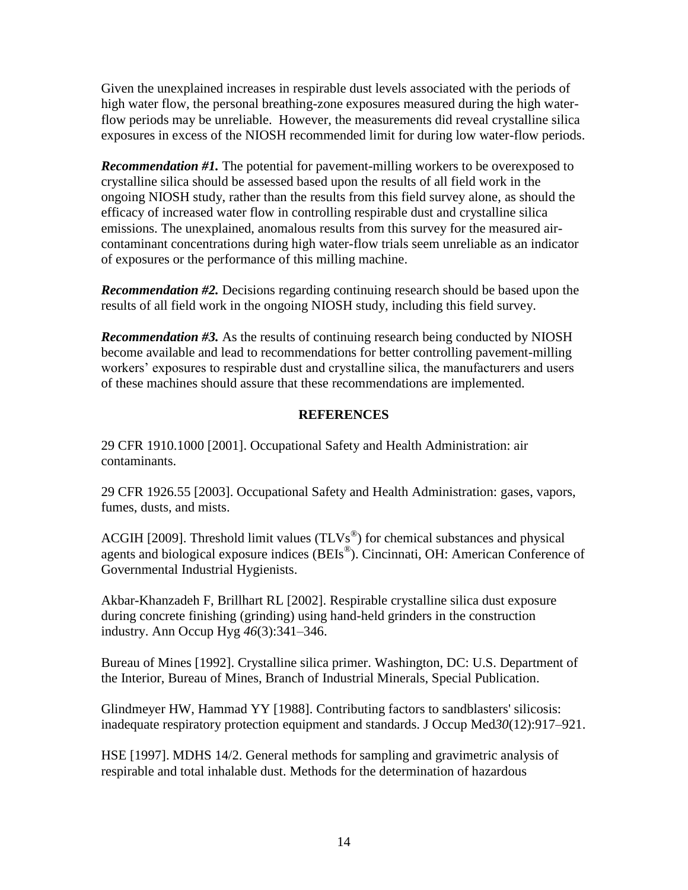Given the unexplained increases in respirable dust levels associated with the periods of high water flow, the personal breathing-zone exposures measured during the high water-flow periods may be unreliable. However, the measurements did reveal crystalline silica exposures in excess of the NIOSH recommended limit for during low water-flow periods.

***Recommendation #1.*** The potential for pavement-milling workers to be overexposed to crystalline silica should be assessed based upon the results of all field work in the ongoing NIOSH study, rather than the results from this field survey alone, as should the efficacy of increased water flow in controlling respirable dust and crystalline silica emissions. The unexplained, anomalous results from this survey for the measured air-contaminant concentrations during high water-flow trials seem unreliable as an indicator of exposures or the performance of this milling machine.

***Recommendation #2.*** Decisions regarding continuing research should be based upon the results of all field work in the ongoing NIOSH study, including this field survey.

***Recommendation #3.*** As the results of continuing research being conducted by NIOSH become available and lead to recommendations for better controlling pavement-milling workers' exposures to respirable dust and crystalline silica, the manufacturers and users of these machines should assure that these recommendations are implemented.

## REFERENCES

29 CFR 1910.1000 [2001]. Occupational Safety and Health Administration: air contaminants.

29 CFR 1926.55 [2003]. Occupational Safety and Health Administration: gases, vapors, fumes, dusts, and mists.

ACGIH [2009]. Threshold limit values (TLVs®) for chemical substances and physical agents and biological exposure indices (BEIs®). Cincinnati, OH: American Conference of Governmental Industrial Hygienists.

Akbar-Khanzadeh F, Brillhart RL [2002]. Respirable crystalline silica dust exposure during concrete finishing (grinding) using hand-held grinders in the construction industry. Ann Occup Hyg *46*(3):341–346.

Bureau of Mines [1992]. Crystalline silica primer. Washington, DC: U.S. Department of the Interior, Bureau of Mines, Branch of Industrial Minerals, Special Publication.

Glindmeyer HW, Hammad YY [1988]. Contributing factors to sandblasters' silicosis: inadequate respiratory protection equipment and standards. J Occup Med*30*(12):917–921.

HSE [1997]. MDHS 14/2. General methods for sampling and gravimetric analysis of respirable and total inhalable dust. Methods for the determination of hazardous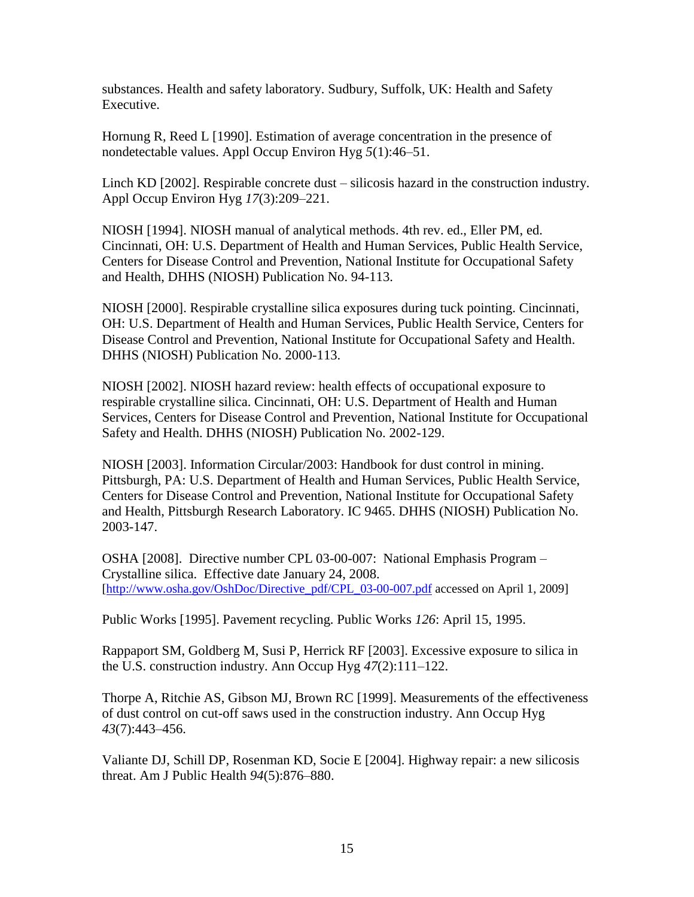substances. Health and safety laboratory. Sudbury, Suffolk, UK: Health and Safety Executive.

Hornung R, Reed L [1990]. Estimation of average concentration in the presence of nondetectable values. Appl Occup Environ Hyg *5*(1):46–51.

Linch KD [2002]. Respirable concrete dust – silicosis hazard in the construction industry. Appl Occup Environ Hyg *17*(3):209–221.

NIOSH [1994]. NIOSH manual of analytical methods. 4th rev. ed., Eller PM, ed. Cincinnati, OH: U.S. Department of Health and Human Services, Public Health Service, Centers for Disease Control and Prevention, National Institute for Occupational Safety and Health, DHHS (NIOSH) Publication No. 94-113.

NIOSH [2000]. Respirable crystalline silica exposures during tuck pointing. Cincinnati, OH: U.S. Department of Health and Human Services, Public Health Service, Centers for Disease Control and Prevention, National Institute for Occupational Safety and Health. DHHS (NIOSH) Publication No. 2000-113.

NIOSH [2002]. NIOSH hazard review: health effects of occupational exposure to respirable crystalline silica. Cincinnati, OH: U.S. Department of Health and Human Services, Centers for Disease Control and Prevention, National Institute for Occupational Safety and Health. DHHS (NIOSH) Publication No. 2002-129.

NIOSH [2003]. Information Circular/2003: Handbook for dust control in mining. Pittsburgh, PA: U.S. Department of Health and Human Services, Public Health Service, Centers for Disease Control and Prevention, National Institute for Occupational Safety and Health, Pittsburgh Research Laboratory. IC 9465. DHHS (NIOSH) Publication No. 2003-147.

OSHA [2008]. Directive number CPL 03-00-007: National Emphasis Program – Crystalline silica. Effective date January 24, 2008. [http://www.osha.gov/OshDoc/Directive_pdf/CPL_03-00-007.pdf accessed on April 1, 2009]

Public Works [1995]. Pavement recycling. Public Works *126*: April 15, 1995.

Rappaport SM, Goldberg M, Susi P, Herrick RF [2003]. Excessive exposure to silica in the U.S. construction industry. Ann Occup Hyg *47*(2):111–122.

Thorpe A, Ritchie AS, Gibson MJ, Brown RC [1999]. Measurements of the effectiveness of dust control on cut-off saws used in the construction industry. Ann Occup Hyg *43*(7):443–456.

Valiante DJ, Schill DP, Rosenman KD, Socie E [2004]. Highway repair: a new silicosis threat. Am J Public Health *94*(5):876–880.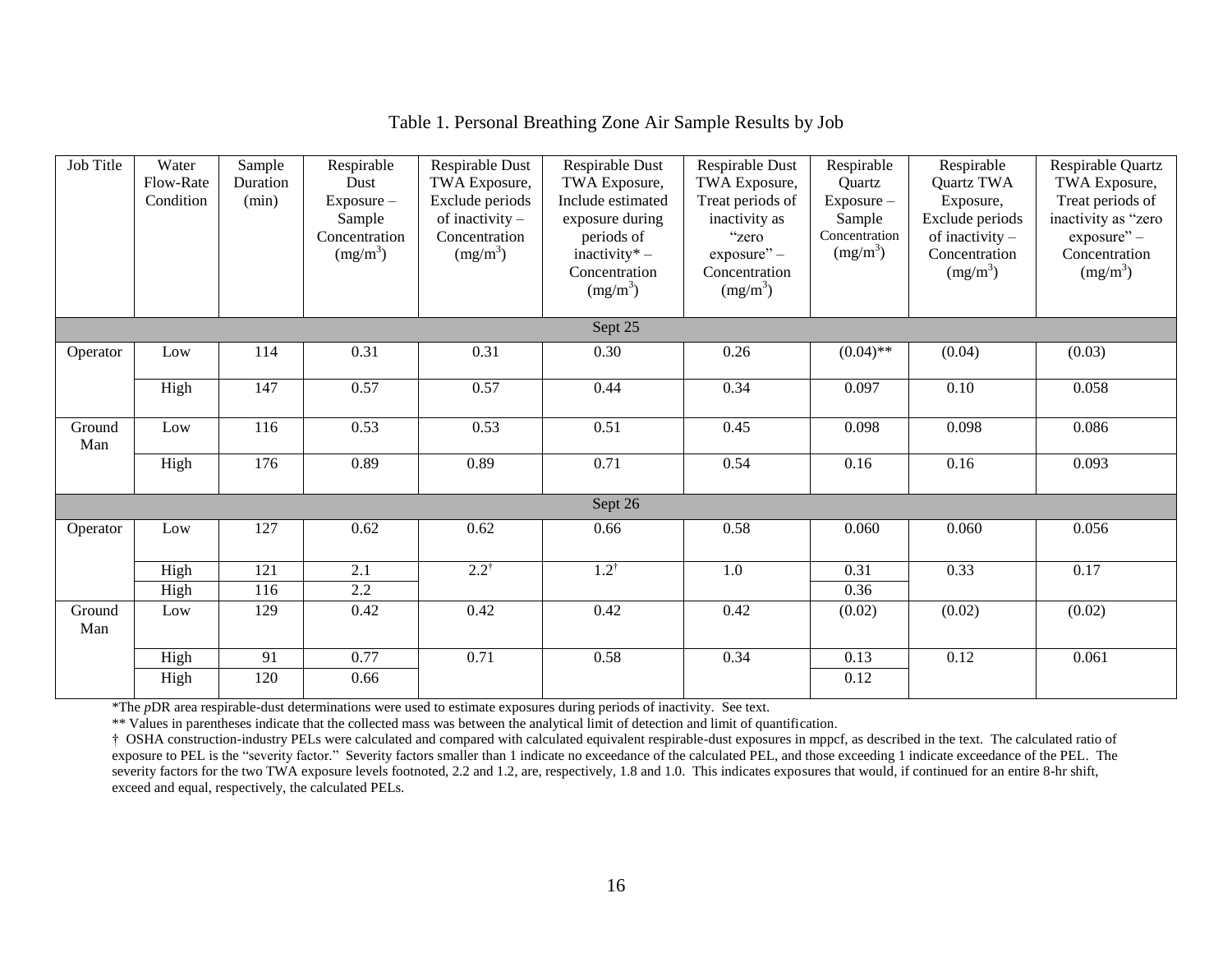Table 1. Personal Breathing Zone Air Sample Results by Job

| Job Title | Water Flow-Rate Condition | Sample Duration (min) | Respirable Dust Exposure – Sample Concentration (mg/m$^3$) | Respirable Dust TWA Exposure, Exclude periods of inactivity – Concentration (mg/m$^3$) | Respirable Dust TWA Exposure, Include estimated exposure during periods of inactivity* – Concentration (mg/m$^3$) | Respirable Dust TWA Exposure, Treat periods of inactivity as "zero exposure" – Concentration (mg/m$^3$) | Respirable Quartz Exposure – Sample Concentration (mg/m$^3$) | Respirable Quartz TWA Exposure, Exclude periods of inactivity – Concentration (mg/m$^3$) | Respirable Quartz TWA Exposure, Treat periods of inactivity as "zero exposure" – Concentration (mg/m$^3$) |
|---|---|---|---|---|---|---|---|---|---|
| Sept 25 | | | | | | | | | |
| Operator | Low | 114 | 0.31 | 0.31 | 0.30 | 0.26 | (0.04)** | (0.04) | (0.03) |
| | High | 147 | 0.57 | 0.57 | 0.44 | 0.34 | 0.097 | 0.10 | 0.058 |
| Ground Man | Low | 116 | 0.53 | 0.53 | 0.51 | 0.45 | 0.098 | 0.098 | 0.086 |
| | High | 176 | 0.89 | 0.89 | 0.71 | 0.54 | 0.16 | 0.16 | 0.093 |
| Sept 26 | | | | | | | | | |
| Operator | Low | 127 | 0.62 | 0.62 | 0.66 | 0.58 | 0.060 | 0.060 | 0.056 |
| | High | 121 | 2.1 | 2.2† | 1.2† | 1.0 | 0.31 | 0.33 | 0.17 |
| | High | 116 | 2.2 | | | | 0.36 | | |
| Ground Man | Low | 129 | 0.42 | 0.42 | 0.42 | 0.42 | (0.02) | (0.02) | (0.02) |
| | High | 91 | 0.77 | 0.71 | 0.58 | 0.34 | 0.13 | 0.12 | 0.061 |
| | High | 120 | 0.66 | | | | 0.12 | | |

*The *p*DR area respirable-dust determinations were used to estimate exposures during periods of inactivity. See text.

** Values in parentheses indicate that the collected mass was between the analytical limit of detection and limit of quantification.

† OSHA construction-industry PELs were calculated and compared with calculated equivalent respirable-dust exposures in mppcf, as described in the text. The calculated ratio of exposure to PEL is the "severity factor." Severity factors smaller than 1 indicate no exceedance of the calculated PEL, and those exceeding 1 indicate exceedance of the PEL. The severity factors for the two TWA exposure levels footnoted, 2.2 and 1.2, are, respectively, 1.8 and 1.0. This indicates exposures that would, if continued for an entire 8-hr shift, exceed and equal, respectively, the calculated PELs.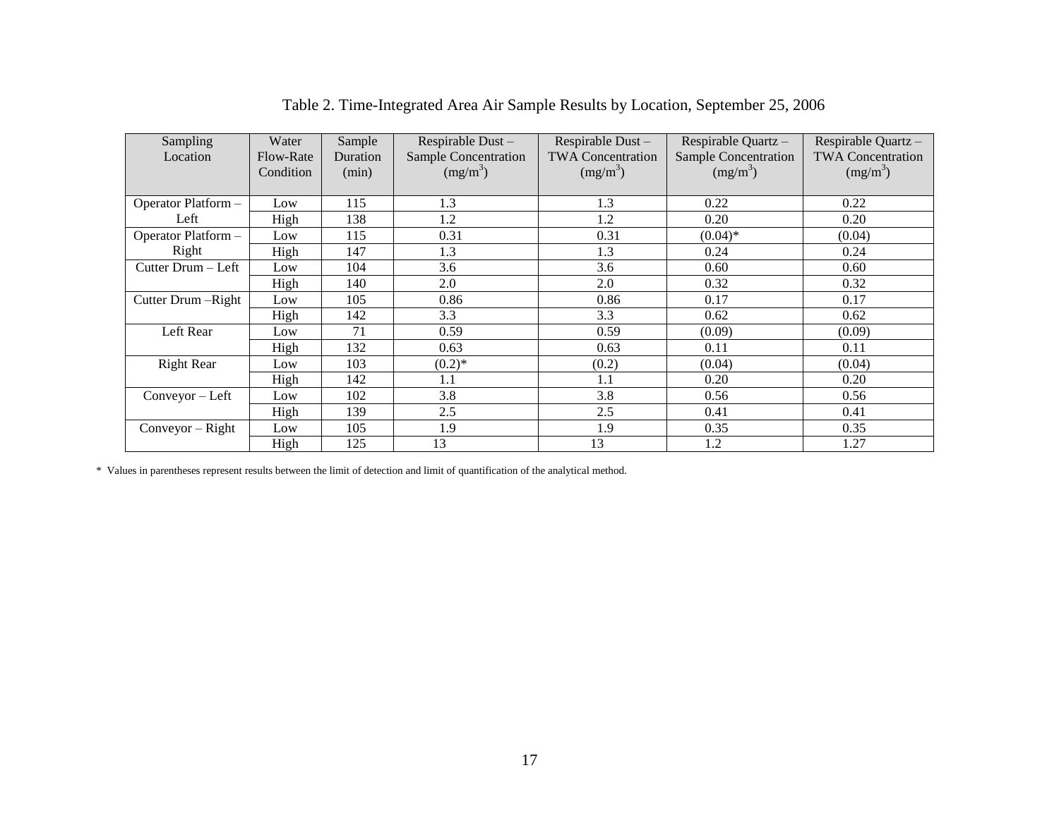Table 2. Time-Integrated Area Air Sample Results by Location, September 25, 2006

| Sampling Location | Water Flow-Rate Condition | Sample Duration (min) | Respirable Dust – Sample Concentration ($mg/m^3$) | Respirable Dust – TWA Concentration ($mg/m^3$) | Respirable Quartz – Sample Concentration ($mg/m^3$) | Respirable Quartz – TWA Concentration ($mg/m^3$) |
|---|---|---|---|---|---|---|
| Operator Platform – Left | Low | 115 | 1.3 | 1.3 | 0.22 | 0.22 |
| | High | 138 | 1.2 | 1.2 | 0.20 | 0.20 |
| Operator Platform – Right | Low | 115 | 0.31 | 0.31 | (0.04)* | (0.04) |
| | High | 147 | 1.3 | 1.3 | 0.24 | 0.24 |
| Cutter Drum – Left | Low | 104 | 3.6 | 3.6 | 0.60 | 0.60 |
| | High | 140 | 2.0 | 2.0 | 0.32 | 0.32 |
| Cutter Drum –Right | Low | 105 | 0.86 | 0.86 | 0.17 | 0.17 |
| | High | 142 | 3.3 | 3.3 | 0.62 | 0.62 |
| Left Rear | Low | 71 | 0.59 | 0.59 | (0.09) | (0.09) |
| | High | 132 | 0.63 | 0.63 | 0.11 | 0.11 |
| Right Rear | Low | 103 | (0.2)* | (0.2) | (0.04) | (0.04) |
| | High | 142 | 1.1 | 1.1 | 0.20 | 0.20 |
| Conveyor – Left | Low | 102 | 3.8 | 3.8 | 0.56 | 0.56 |
| | High | 139 | 2.5 | 2.5 | 0.41 | 0.41 |
| Conveyor – Right | Low | 105 | 1.9 | 1.9 | 0.35 | 0.35 |
| | High | 125 | 13 | 13 | 1.2 | 1.27 |

\* Values in parentheses represent results between the limit of detection and limit of quantification of the analytical method.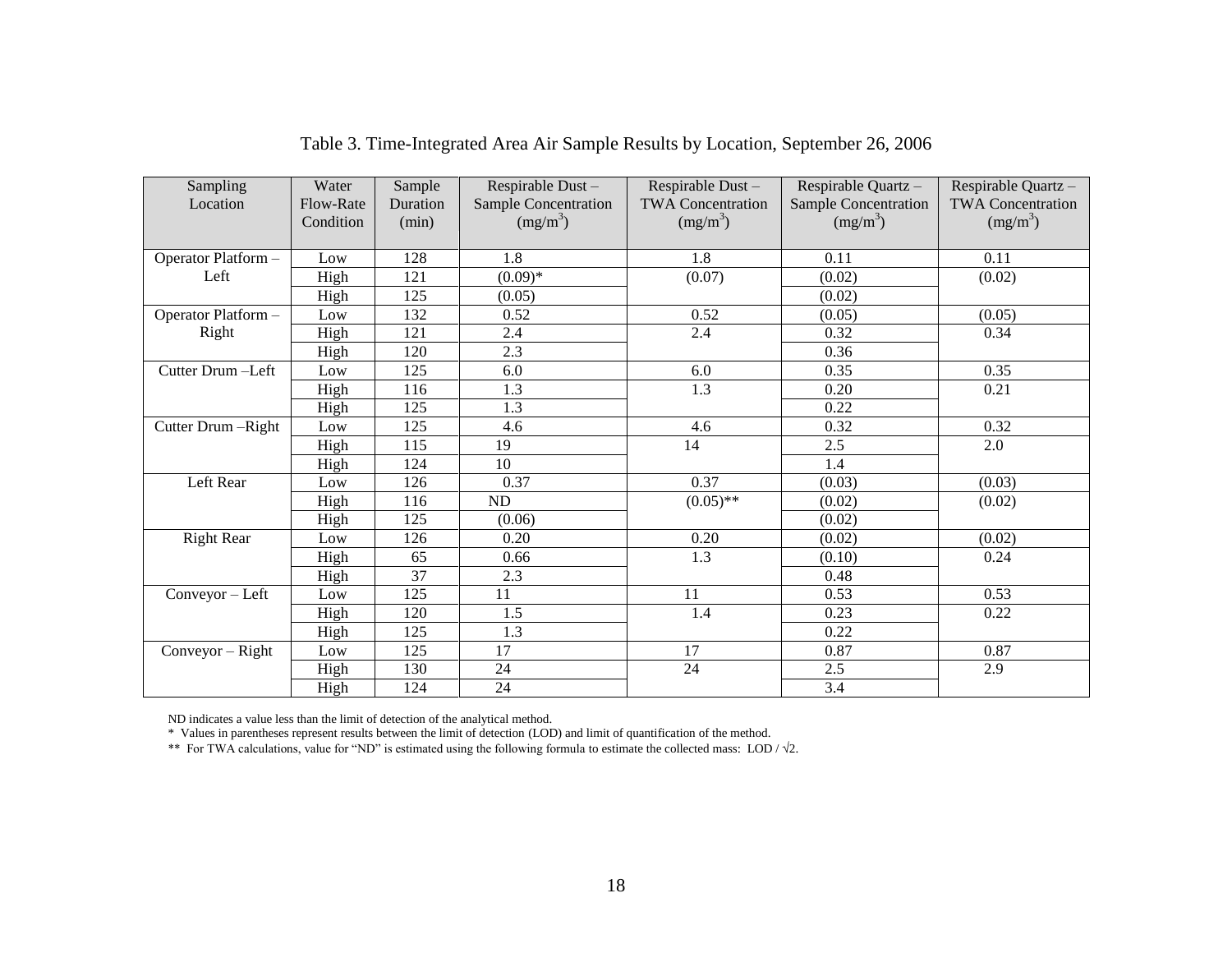Table 3. Time-Integrated Area Air Sample Results by Location, September 26, 2006

| Sampling Location | Water Flow-Rate Condition | Sample Duration (min) | Respirable Dust – Sample Concentration ($mg/m^3$) | Respirable Dust – TWA Concentration ($mg/m^3$) | Respirable Quartz – Sample Concentration ($mg/m^3$) | Respirable Quartz – TWA Concentration ($mg/m^3$) |
|---|---|---|---|---|---|---|
| Operator Platform – Left | Low | 128 | 1.8 | 1.8 | 0.11 | 0.11 |
| | High | 121 | (0.09)* | (0.07) | (0.02) | (0.02) |
| | High | 125 | (0.05) | | (0.02) | |
| Operator Platform – Right | Low | 132 | 0.52 | 0.52 | (0.05) | (0.05) |
| | High | 121 | 2.4 | 2.4 | 0.32 | 0.34 |
| | High | 120 | 2.3 | | 0.36 | |
| Cutter Drum –Left | Low | 125 | 6.0 | 6.0 | 0.35 | 0.35 |
| | High | 116 | 1.3 | 1.3 | 0.20 | 0.21 |
| | High | 125 | 1.3 | | 0.22 | |
| Cutter Drum –Right | Low | 125 | 4.6 | 4.6 | 0.32 | 0.32 |
| | High | 115 | 19 | 14 | 2.5 | 2.0 |
| | High | 124 | 10 | | 1.4 | |
| Left Rear | Low | 126 | 0.37 | 0.37 | (0.03) | (0.03) |
| | High | 116 | ND | (0.05)** | (0.02) | (0.02) |
| | High | 125 | (0.06) | | (0.02) | |
| Right Rear | Low | 126 | 0.20 | 0.20 | (0.02) | (0.02) |
| | High | 65 | 0.66 | 1.3 | (0.10) | 0.24 |
| | High | 37 | 2.3 | | 0.48 | |
| Conveyor – Left | Low | 125 | 11 | 11 | 0.53 | 0.53 |
| | High | 120 | 1.5 | 1.4 | 0.23 | 0.22 |
| | High | 125 | 1.3 | | 0.22 | |
| Conveyor – Right | Low | 125 | 17 | 17 | 0.87 | 0.87 |
| | High | 130 | 24 | 24 | 2.5 | 2.9 |
| | High | 124 | 24 | | 3.4 | |

ND indicates a value less than the limit of detection of the analytical method.

\* Values in parentheses represent results between the limit of detection (LOD) and limit of quantification of the method.

\*\* For TWA calculations, value for "ND" is estimated using the following formula to estimate the collected mass: LOD / $\sqrt{2}$.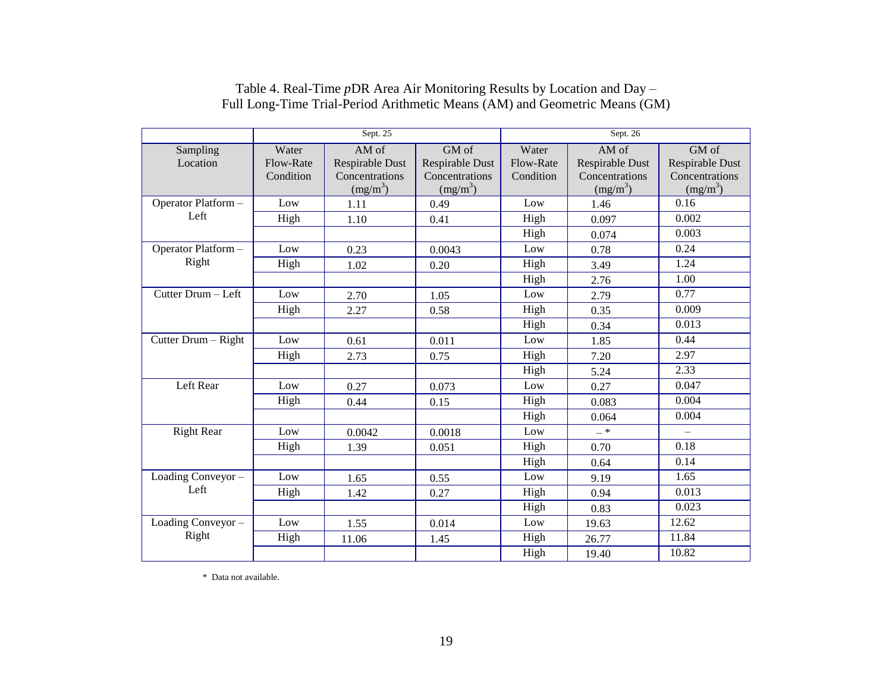Table 4. Real-Time *p*DR Area Air Monitoring Results by Location and Day –
Full Long-Time Trial-Period Arithmetic Means (AM) and Geometric Means (GM)

| | Sept. 25 | | | Sept. 26 | | |
|---|---|---|---|---|---|---|
| Sampling Location | Water Flow-Rate Condition | AM of Respirable Dust Concentrations (mg/m$^3$) | GM of Respirable Dust Concentrations (mg/m$^3$) | Water Flow-Rate Condition | AM of Respirable Dust Concentrations (mg/m$^3$) | GM of Respirable Dust Concentrations (mg/m$^3$) |
| Operator Platform – Left | Low | 1.11 | 0.49 | Low | 1.46 | 0.16 |
| | High | 1.10 | 0.41 | High | 0.097 | 0.002 |
| | | | | High | 0.074 | 0.003 |
| Operator Platform – Right | Low | 0.23 | 0.0043 | Low | 0.78 | 0.24 |
| | High | 1.02 | 0.20 | High | 3.49 | 1.24 |
| | | | | High | 2.76 | 1.00 |
| Cutter Drum – Left | Low | 2.70 | 1.05 | Low | 2.79 | 0.77 |
| | High | 2.27 | 0.58 | High | 0.35 | 0.009 |
| | | | | High | 0.34 | 0.013 |
| Cutter Drum – Right | Low | 0.61 | 0.011 | Low | 1.85 | 0.44 |
| | High | 2.73 | 0.75 | High | 7.20 | 2.97 |
| | | | | High | 5.24 | 2.33 |
| Left Rear | Low | 0.27 | 0.073 | Low | 0.27 | 0.047 |
| | High | 0.44 | 0.15 | High | 0.083 | 0.004 |
| | | | | High | 0.064 | 0.004 |
| Right Rear | Low | 0.0042 | 0.0018 | Low | – * | – |
| | High | 1.39 | 0.051 | High | 0.70 | 0.18 |
| | | | | High | 0.64 | 0.14 |
| Loading Conveyor – Left | Low | 1.65 | 0.55 | Low | 9.19 | 1.65 |
| | High | 1.42 | 0.27 | High | 0.94 | 0.013 |
| | | | | High | 0.83 | 0.023 |
| Loading Conveyor – Right | Low | 1.55 | 0.014 | Low | 19.63 | 12.62 |
| | High | 11.06 | 1.45 | High | 26.77 | 11.84 |
| | | | | High | 19.40 | 10.82 |

* Data not available.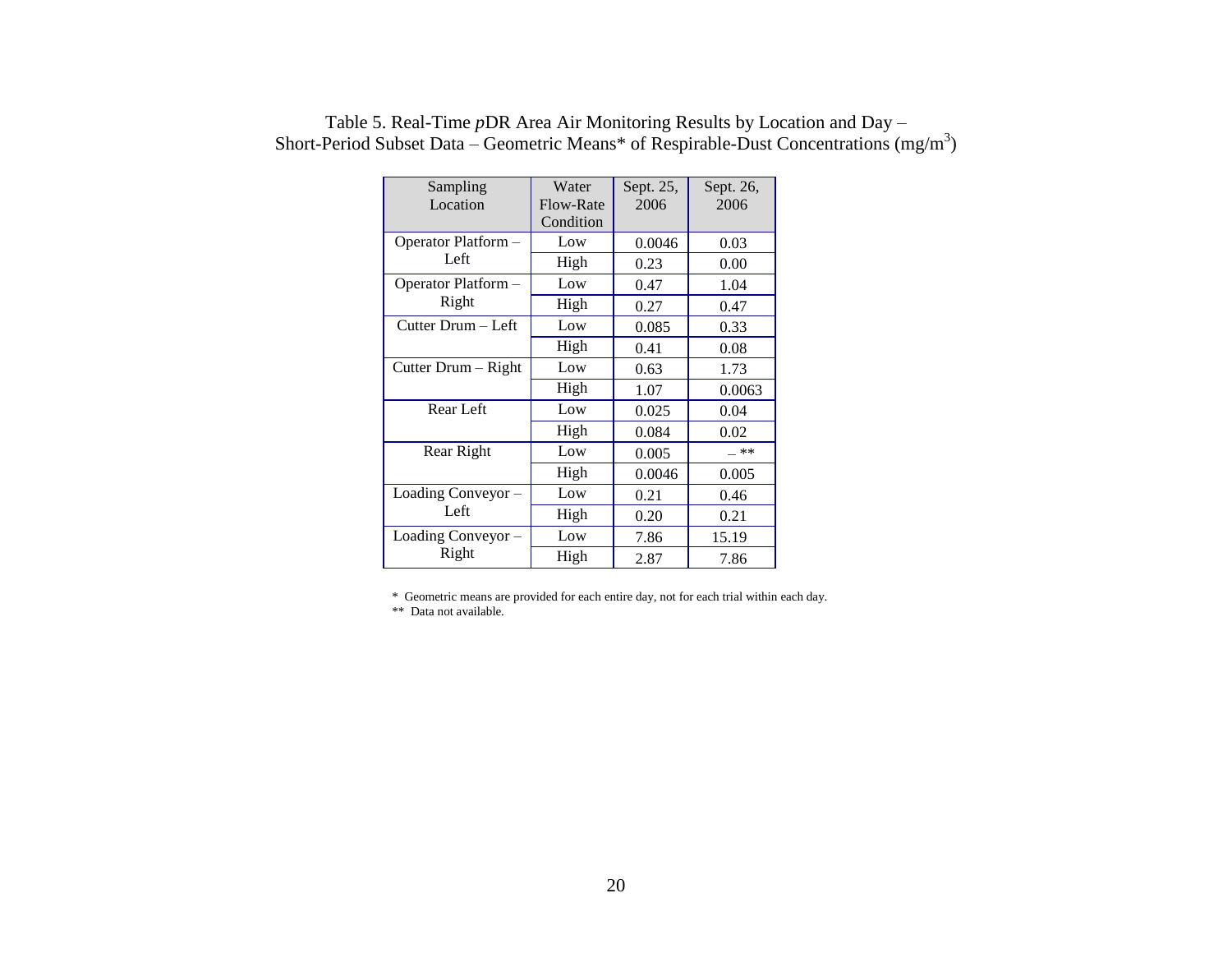Table 5. Real-Time *p*DR Area Air Monitoring Results by Location and Day – Short-Period Subset Data – Geometric Means* of Respirable-Dust Concentrations (mg/m$^3$)

| Sampling Location | Water Flow-Rate Condition | Sept. 25, 2006 | Sept. 26, 2006 |
|---|---|---|---|
| Operator Platform – Left | Low | 0.0046 | 0.03 |
| | High | 0.23 | 0.00 |
| Operator Platform – Right | Low | 0.47 | 1.04 |
| | High | 0.27 | 0.47 |
| Cutter Drum – Left | Low | 0.085 | 0.33 |
| | High | 0.41 | 0.08 |
| Cutter Drum – Right | Low | 0.63 | 1.73 |
| | High | 1.07 | 0.0063 |
| Rear Left | Low | 0.025 | 0.04 |
| | High | 0.084 | 0.02 |
| Rear Right | Low | 0.005 | – ** |
| | High | 0.0046 | 0.005 |
| Loading Conveyor – Left | Low | 0.21 | 0.46 |
| | High | 0.20 | 0.21 |
| Loading Conveyor – Right | Low | 7.86 | 15.19 |
| | High | 2.87 | 7.86 |

\* Geometric means are provided for each entire day, not for each trial within each day.

** Data not available.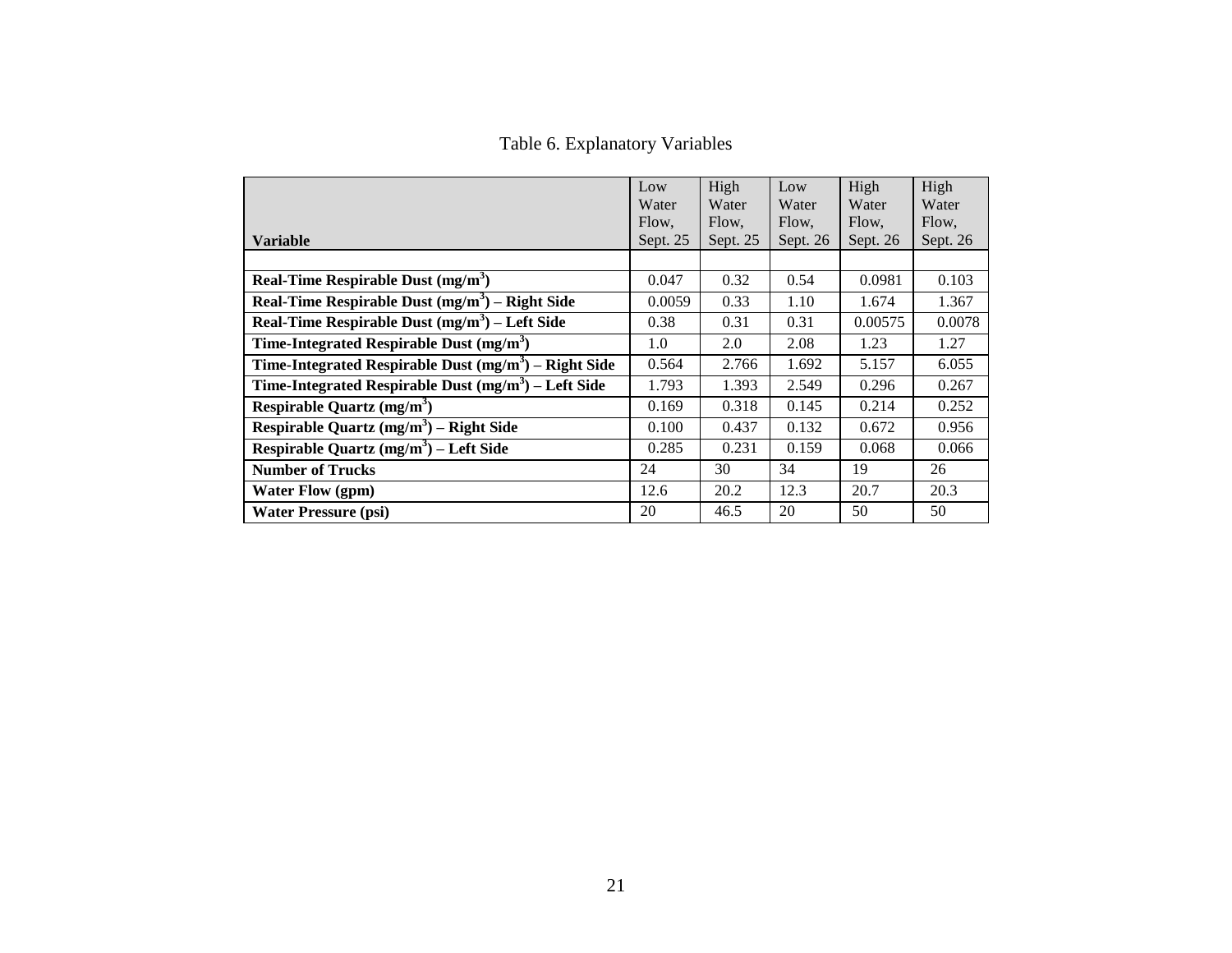Table 6. Explanatory Variables

| Variable | Low Water Flow, Sept. 25 | High Water Flow, Sept. 25 | Low Water Flow, Sept. 26 | High Water Flow, Sept. 26 | High Water Flow, Sept. 26 |
|---|---|---|---|---|---|
| | | | | | |
| **Real-Time Respirable Dust ($mg/m^3$)** | 0.047 | 0.32 | 0.54 | 0.0981 | 0.103 |
| **Real-Time Respirable Dust ($mg/m^3$) – Right Side** | 0.0059 | 0.33 | 1.10 | 1.674 | 1.367 |
| **Real-Time Respirable Dust ($mg/m^3$) – Left Side** | 0.38 | 0.31 | 0.31 | 0.00575 | 0.0078 |
| **Time-Integrated Respirable Dust ($mg/m^3$)** | 1.0 | 2.0 | 2.08 | 1.23 | 1.27 |
| **Time-Integrated Respirable Dust ($mg/m^3$) – Right Side** | 0.564 | 2.766 | 1.692 | 5.157 | 6.055 |
| **Time-Integrated Respirable Dust ($mg/m^3$) – Left Side** | 1.793 | 1.393 | 2.549 | 0.296 | 0.267 |
| **Respirable Quartz ($mg/m^3$)** | 0.169 | 0.318 | 0.145 | 0.214 | 0.252 |
| **Respirable Quartz ($mg/m^3$) – Right Side** | 0.100 | 0.437 | 0.132 | 0.672 | 0.956 |
| **Respirable Quartz ($mg/m^3$) – Left Side** | 0.285 | 0.231 | 0.159 | 0.068 | 0.066 |
| **Number of Trucks** | 24 | 30 | 34 | 19 | 26 |
| **Water Flow (gpm)** | 12.6 | 20.2 | 12.3 | 20.7 | 20.3 |
| **Water Pressure (psi)** | 20 | 46.5 | 20 | 50 | 50 |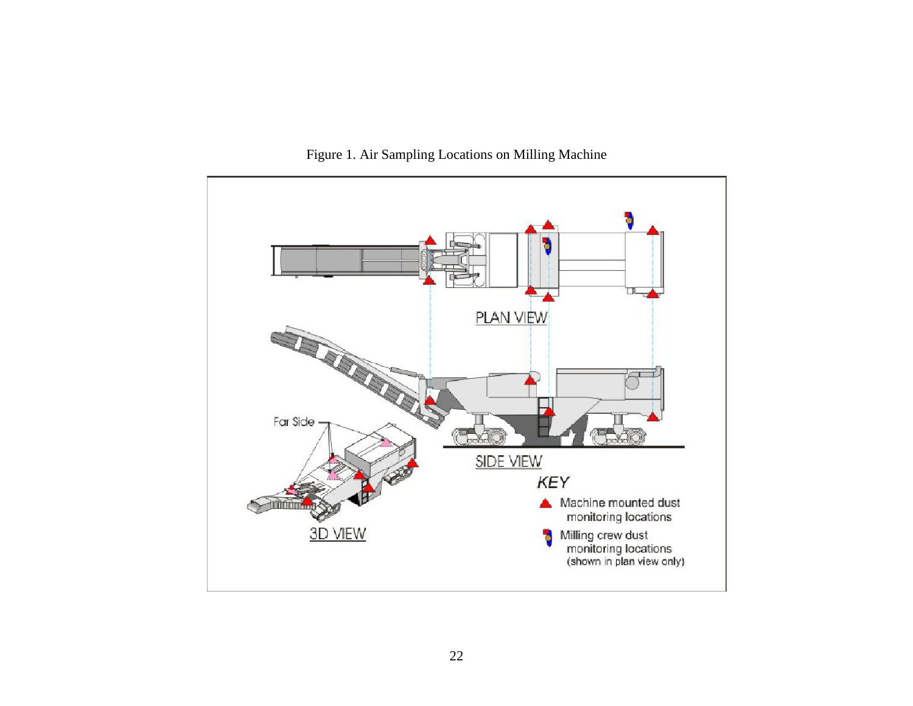Figure 1. Air Sampling Locations on Milling Machine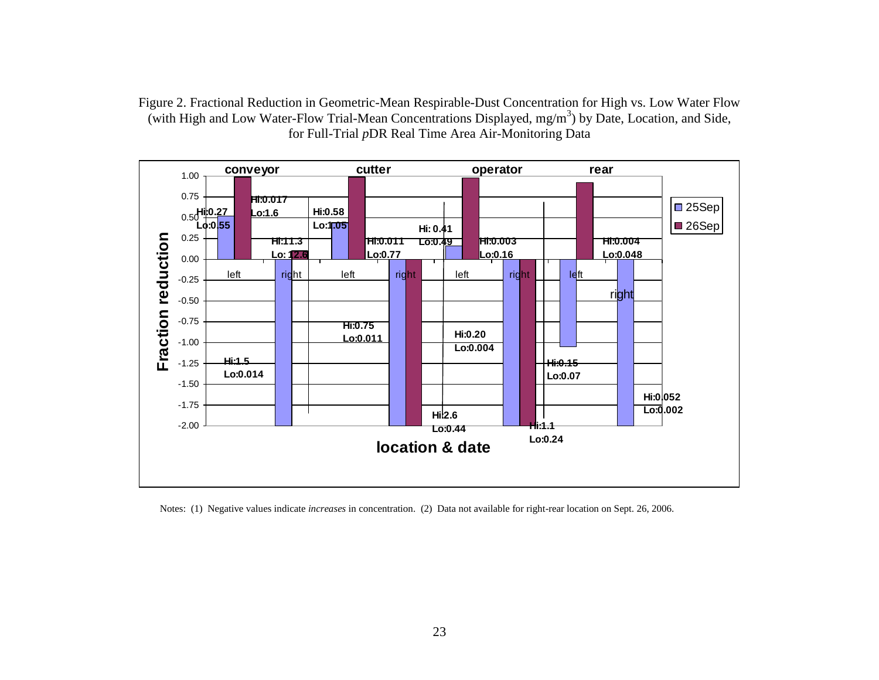Figure 2. Fractional Reduction in Geometric-Mean Respirable-Dust Concentration for High vs. Low Water Flow (with High and Low Water-Flow Trial-Mean Concentrations Displayed, mg/m$^3$) by Date, Location, and Side, for Full-Trial *p*DR Real Time Area Air-Monitoring Data

Notes: (1) Negative values indicate *increases* in concentration. (2) Data not available for right-rear location on Sept. 26, 2006.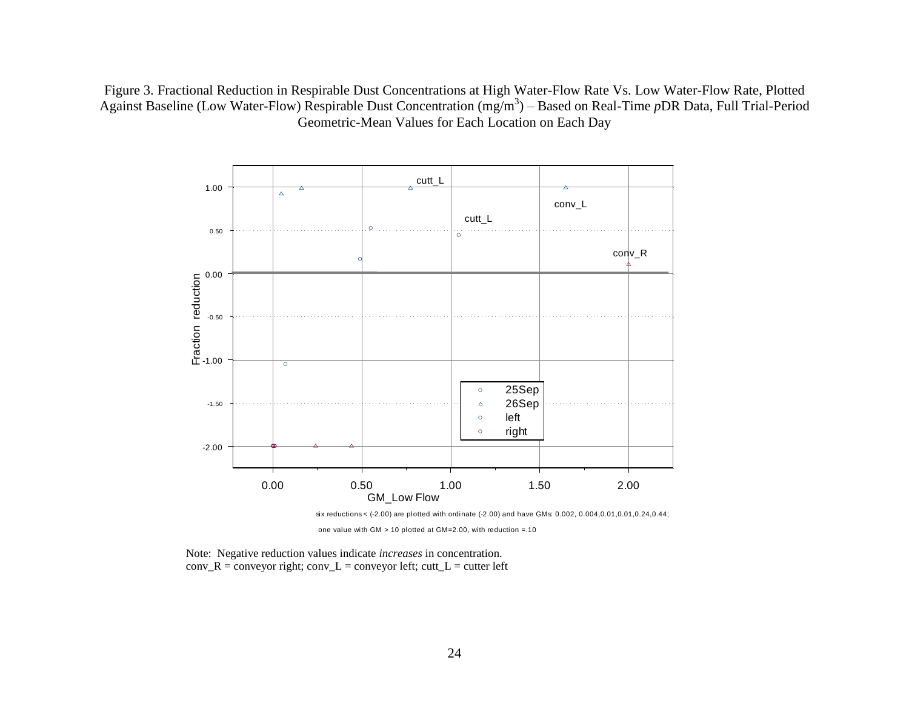Figure 3. Fractional Reduction in Respirable Dust Concentrations at High Water-Flow Rate Vs. Low Water-Flow Rate, Plotted Against Baseline (Low Water-Flow) Respirable Dust Concentration ($mg/m^3$) – Based on Real-Time *p*DR Data, Full Trial-Period Geometric-Mean Values for Each Location on Each Day

six reductions < (-2.00) are plotted with ordinate (-2.00) and have GMs: 0.002, 0.004,0.01,0.01,0.24,0.44;

one value with GM > 10 plotted at GM=2.00, with reduction =.10

Note: Negative reduction values indicate *increases* in concentration.
conv_R = conveyor right; conv_L = conveyor left; cutt_L = cutter left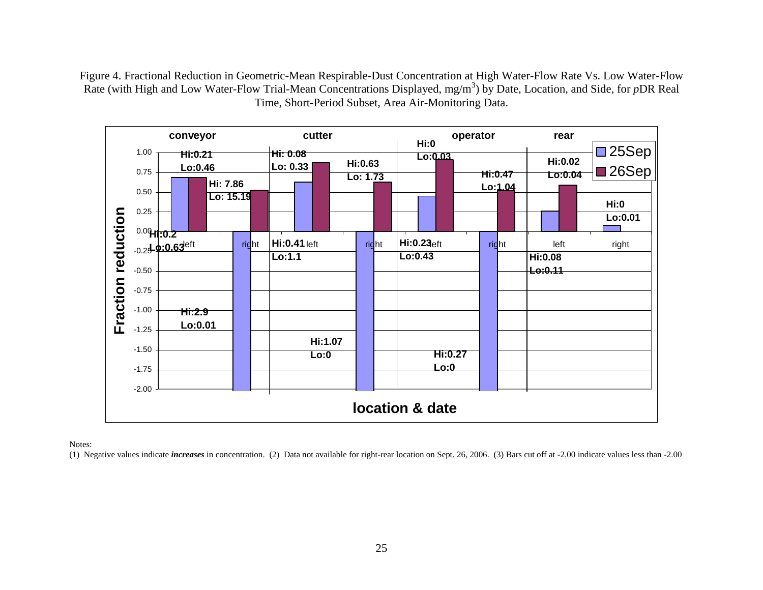Figure 4. Fractional Reduction in Geometric-Mean Respirable-Dust Concentration at High Water-Flow Rate Vs. Low Water-Flow Rate (with High and Low Water-Flow Trial-Mean Concentrations Displayed, mg/m[3]) by Date, Location, and Side, for *p*DR Real Time, Short-Period Subset, Area Air-Monitoring Data.

Notes:

(1) Negative values indicate ***increases*** in concentration. (2) Data not available for right-rear location on Sept. 26, 2006. (3) Bars cut off at -2.00 indicate values less than -2.00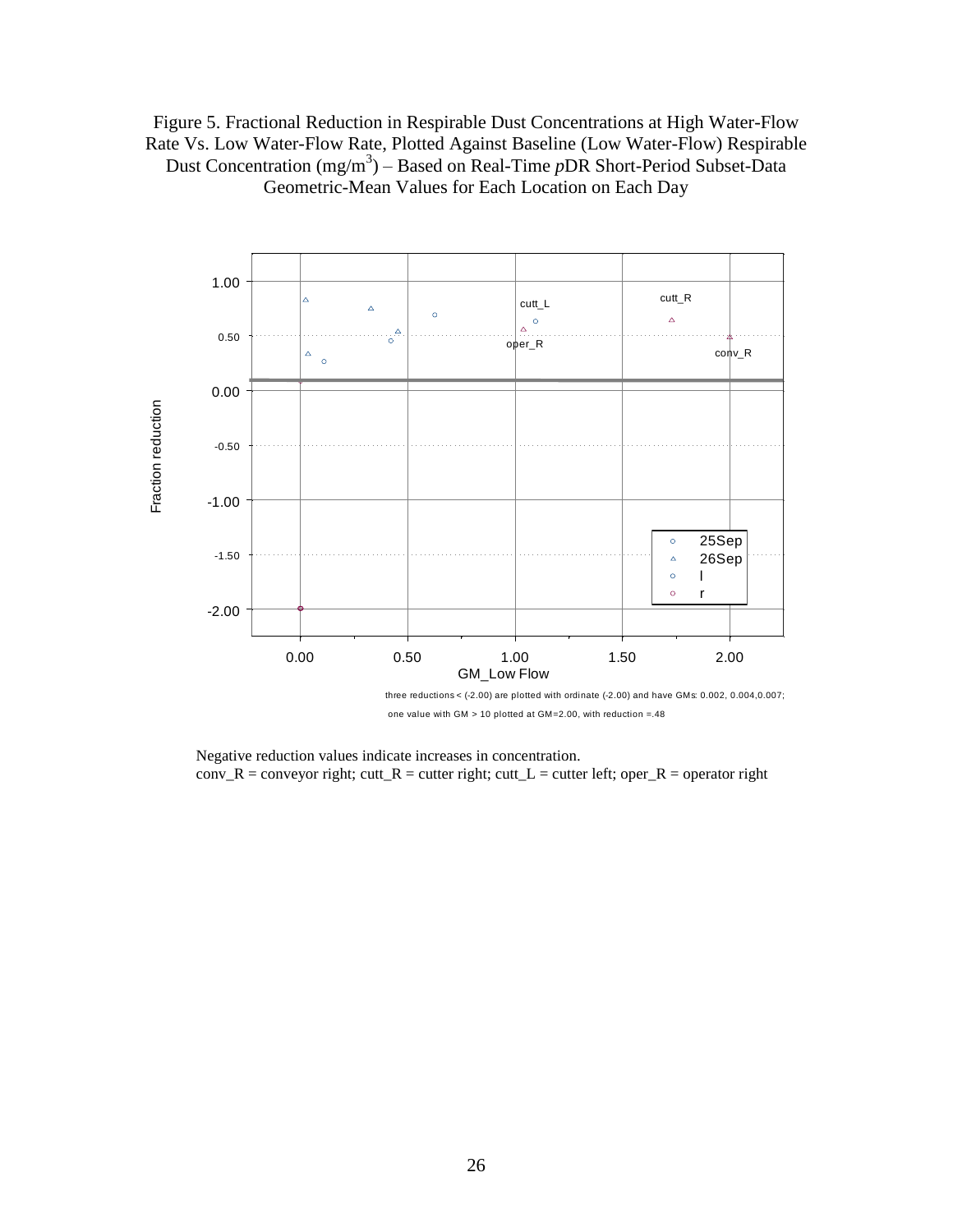Figure 5. Fractional Reduction in Respirable Dust Concentrations at High Water-Flow Rate Vs. Low Water-Flow Rate, Plotted Against Baseline (Low Water-Flow) Respirable Dust Concentration ($mg/m^3$) – Based on Real-Time *p*DR Short-Period Subset-Data Geometric-Mean Values for Each Location on Each Day

three reductions < (-2.00) are plotted with ordinate (-2.00) and have GMs: 0.002, 0.004,0.007;
one value with GM > 10 plotted at GM=2.00, with reduction =.48

Negative reduction values indicate increases in concentration.
conv_R = conveyor right; cutt_R = cutter right; cutt_L = cutter left; oper_R = operator right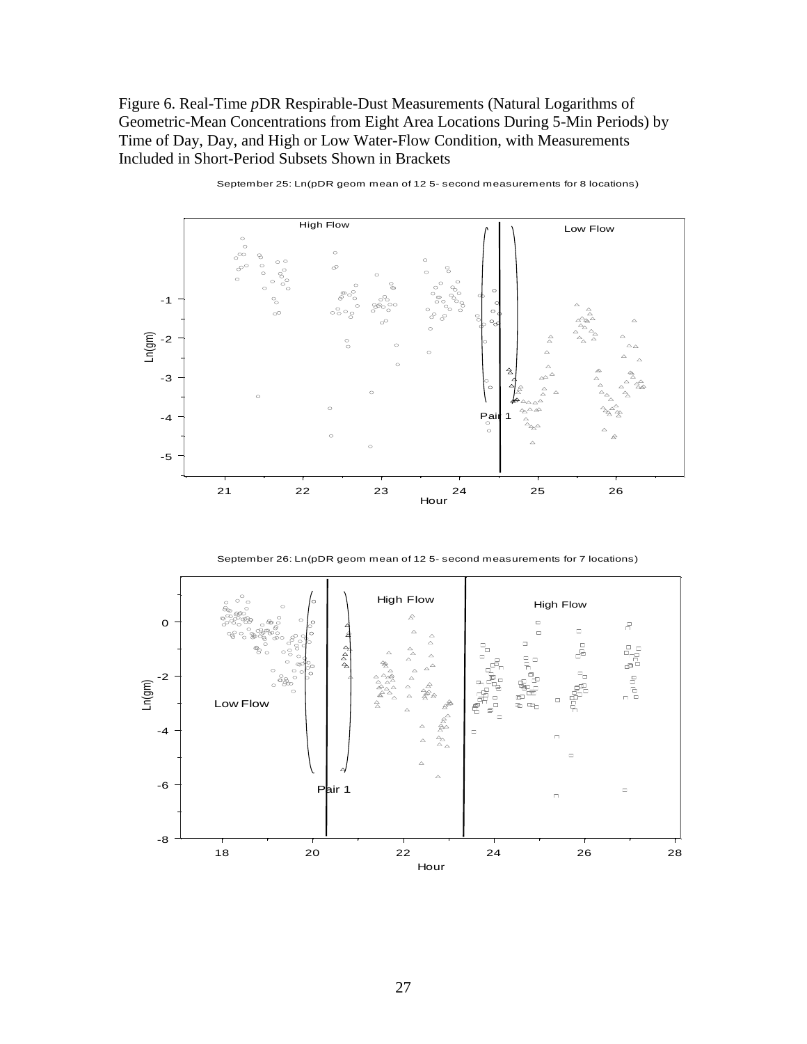Figure 6. Real-Time *p*DR Respirable-Dust Measurements (Natural Logarithms of Geometric-Mean Concentrations from Eight Area Locations During 5-Min Periods) by Time of Day, Day, and High or Low Water-Flow Condition, with Measurements Included in Short-Period Subsets Shown in Brackets

September 25: Ln(pDR geom mean of 12 5- second measurements for 8 locations)

High Flow

Low Flow

Pair 1

Ln(gm)

-1
-2
-3
-4
-5

21 22 23 24 25 26

Hour

September 26: Ln(pDR geom mean of 12 5- second measurements for 7 locations)

High Flow

High Flow

Low Flow

Pair 1

Ln(gm)

0
-2
-4
-6
-8

18 20 22 24 26 28

Hour